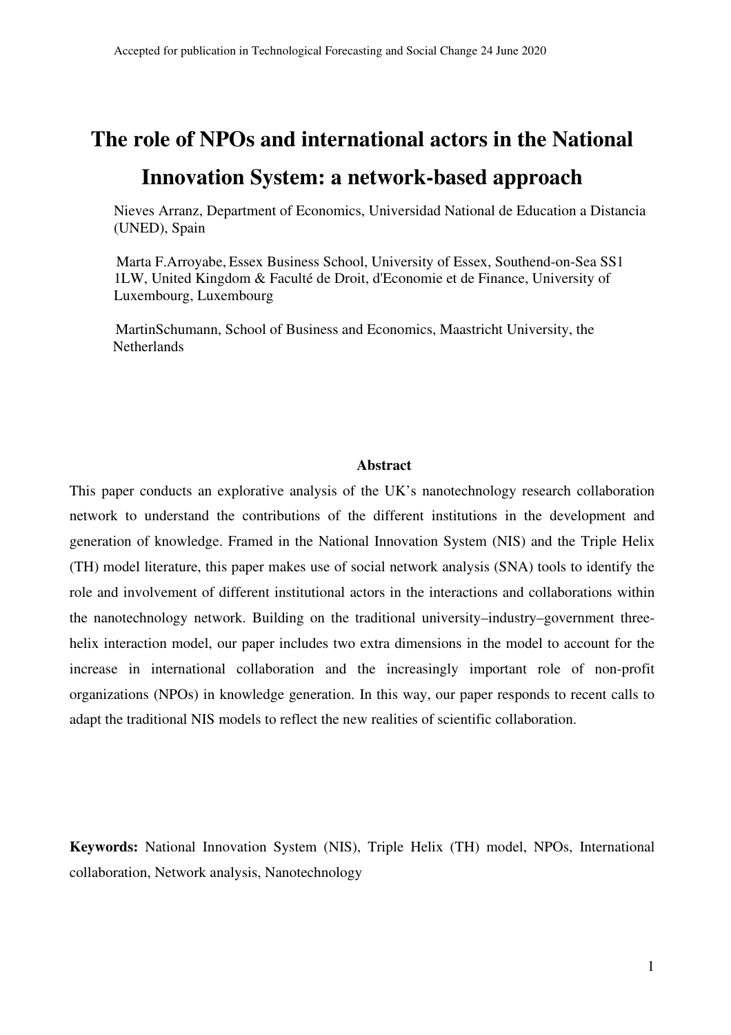Accepted for publication in Technological Forecasting and Social Change 24 June 2020

# The role of NPOs and international actors in the National Innovation System: a network-based approach

Nieves Arranz, Department of Economics, Universidad National de Education a Distancia (UNED), Spain

Marta F.Arroyabe, Essex Business School, University of Essex, Southend-on-Sea SS1 1LW, United Kingdom & Faculté de Droit, d'Economie et de Finance, University of Luxembourg, Luxembourg

MartinSchumann, School of Business and Economics, Maastricht University, the Netherlands

## Abstract

This paper conducts an explorative analysis of the UK's nanotechnology research collaboration network to understand the contributions of the different institutions in the development and generation of knowledge. Framed in the National Innovation System (NIS) and the Triple Helix (TH) model literature, this paper makes use of social network analysis (SNA) tools to identify the role and involvement of different institutional actors in the interactions and collaborations within the nanotechnology network. Building on the traditional university–industry–government three-helix interaction model, our paper includes two extra dimensions in the model to account for the increase in international collaboration and the increasingly important role of non-profit organizations (NPOs) in knowledge generation. In this way, our paper responds to recent calls to adapt the traditional NIS models to reflect the new realities of scientific collaboration.

**Keywords:** National Innovation System (NIS), Triple Helix (TH) model, NPOs, International collaboration, Network analysis, Nanotechnology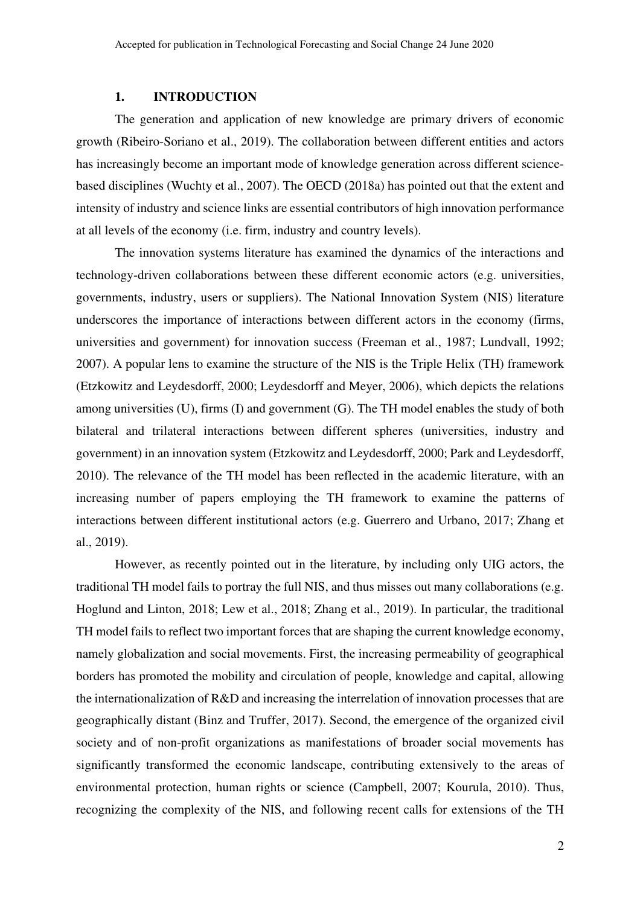## 1. INTRODUCTION

The generation and application of new knowledge are primary drivers of economic growth (Ribeiro-Soriano et al., 2019). The collaboration between different entities and actors has increasingly become an important mode of knowledge generation across different science-based disciplines (Wuchty et al., 2007). The OECD (2018a) has pointed out that the extent and intensity of industry and science links are essential contributors of high innovation performance at all levels of the economy (i.e. firm, industry and country levels).

The innovation systems literature has examined the dynamics of the interactions and technology-driven collaborations between these different economic actors (e.g. universities, governments, industry, users or suppliers). The National Innovation System (NIS) literature underscores the importance of interactions between different actors in the economy (firms, universities and government) for innovation success (Freeman et al., 1987; Lundvall, 1992; 2007). A popular lens to examine the structure of the NIS is the Triple Helix (TH) framework (Etzkowitz and Leydesdorff, 2000; Leydesdorff and Meyer, 2006), which depicts the relations among universities (U), firms (I) and government (G). The TH model enables the study of both bilateral and trilateral interactions between different spheres (universities, industry and government) in an innovation system (Etzkowitz and Leydesdorff, 2000; Park and Leydesdorff, 2010). The relevance of the TH model has been reflected in the academic literature, with an increasing number of papers employing the TH framework to examine the patterns of interactions between different institutional actors (e.g. Guerrero and Urbano, 2017; Zhang et al., 2019).

However, as recently pointed out in the literature, by including only UIG actors, the traditional TH model fails to portray the full NIS, and thus misses out many collaborations (e.g. Hoglund and Linton, 2018; Lew et al., 2018; Zhang et al., 2019). In particular, the traditional TH model fails to reflect two important forces that are shaping the current knowledge economy, namely globalization and social movements. First, the increasing permeability of geographical borders has promoted the mobility and circulation of people, knowledge and capital, allowing the internationalization of R&D and increasing the interrelation of innovation processes that are geographically distant (Binz and Truffer, 2017). Second, the emergence of the organized civil society and of non-profit organizations as manifestations of broader social movements has significantly transformed the economic landscape, contributing extensively to the areas of environmental protection, human rights or science (Campbell, 2007; Kourula, 2010). Thus, recognizing the complexity of the NIS, and following recent calls for extensions of the TH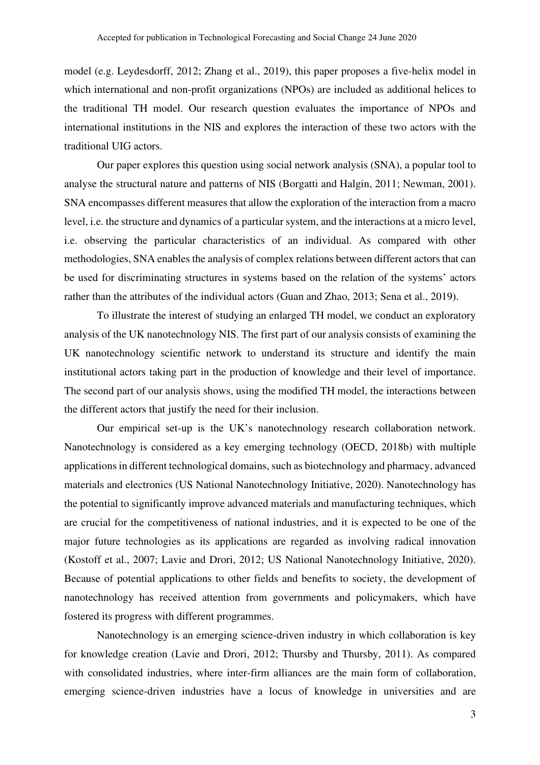model (e.g. Leydesdorff, 2012; Zhang et al., 2019), this paper proposes a five-helix model in which international and non-profit organizations (NPOs) are included as additional helices to the traditional TH model. Our research question evaluates the importance of NPOs and international institutions in the NIS and explores the interaction of these two actors with the traditional UIG actors.

Our paper explores this question using social network analysis (SNA), a popular tool to analyse the structural nature and patterns of NIS (Borgatti and Halgin, 2011; Newman, 2001). SNA encompasses different measures that allow the exploration of the interaction from a macro level, i.e. the structure and dynamics of a particular system, and the interactions at a micro level, i.e. observing the particular characteristics of an individual. As compared with other methodologies, SNA enables the analysis of complex relations between different actors that can be used for discriminating structures in systems based on the relation of the systems' actors rather than the attributes of the individual actors (Guan and Zhao, 2013; Sena et al., 2019).

To illustrate the interest of studying an enlarged TH model, we conduct an exploratory analysis of the UK nanotechnology NIS. The first part of our analysis consists of examining the UK nanotechnology scientific network to understand its structure and identify the main institutional actors taking part in the production of knowledge and their level of importance. The second part of our analysis shows, using the modified TH model, the interactions between the different actors that justify the need for their inclusion.

Our empirical set-up is the UK's nanotechnology research collaboration network. Nanotechnology is considered as a key emerging technology (OECD, 2018b) with multiple applications in different technological domains, such as biotechnology and pharmacy, advanced materials and electronics (US National Nanotechnology Initiative, 2020). Nanotechnology has the potential to significantly improve advanced materials and manufacturing techniques, which are crucial for the competitiveness of national industries, and it is expected to be one of the major future technologies as its applications are regarded as involving radical innovation (Kostoff et al., 2007; Lavie and Drori, 2012; US National Nanotechnology Initiative, 2020). Because of potential applications to other fields and benefits to society, the development of nanotechnology has received attention from governments and policymakers, which have fostered its progress with different programmes.

Nanotechnology is an emerging science-driven industry in which collaboration is key for knowledge creation (Lavie and Drori, 2012; Thursby and Thursby, 2011). As compared with consolidated industries, where inter-firm alliances are the main form of collaboration, emerging science-driven industries have a locus of knowledge in universities and are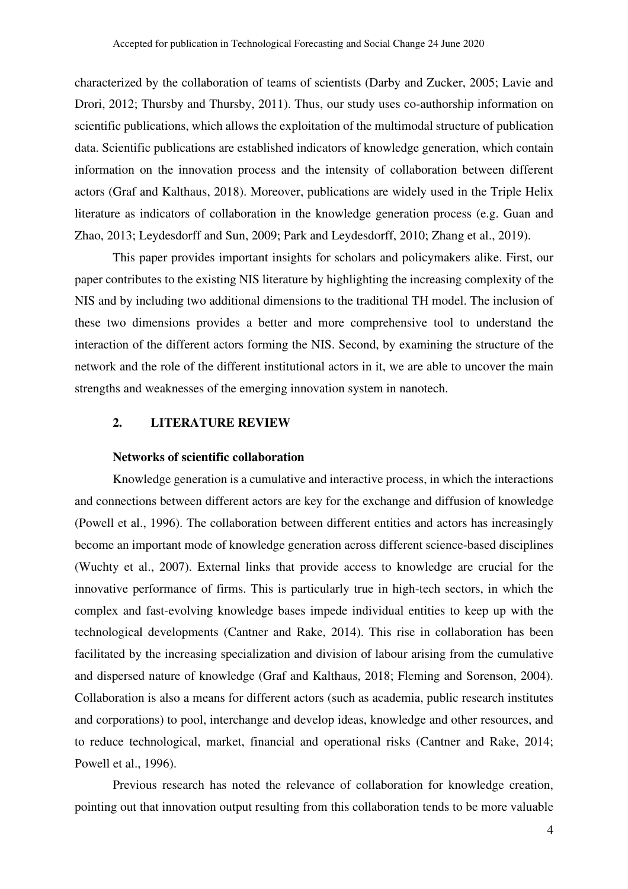characterized by the collaboration of teams of scientists (Darby and Zucker, 2005; Lavie and Drori, 2012; Thursby and Thursby, 2011). Thus, our study uses co-authorship information on scientific publications, which allows the exploitation of the multimodal structure of publication data. Scientific publications are established indicators of knowledge generation, which contain information on the innovation process and the intensity of collaboration between different actors (Graf and Kalthaus, 2018). Moreover, publications are widely used in the Triple Helix literature as indicators of collaboration in the knowledge generation process (e.g. Guan and Zhao, 2013; Leydesdorff and Sun, 2009; Park and Leydesdorff, 2010; Zhang et al., 2019).

This paper provides important insights for scholars and policymakers alike. First, our paper contributes to the existing NIS literature by highlighting the increasing complexity of the NIS and by including two additional dimensions to the traditional TH model. The inclusion of these two dimensions provides a better and more comprehensive tool to understand the interaction of the different actors forming the NIS. Second, by examining the structure of the network and the role of the different institutional actors in it, we are able to uncover the main strengths and weaknesses of the emerging innovation system in nanotech.

## 2. LITERATURE REVIEW

### Networks of scientific collaboration

Knowledge generation is a cumulative and interactive process, in which the interactions and connections between different actors are key for the exchange and diffusion of knowledge (Powell et al., 1996). The collaboration between different entities and actors has increasingly become an important mode of knowledge generation across different science-based disciplines (Wuchty et al., 2007). External links that provide access to knowledge are crucial for the innovative performance of firms. This is particularly true in high-tech sectors, in which the complex and fast-evolving knowledge bases impede individual entities to keep up with the technological developments (Cantner and Rake, 2014). This rise in collaboration has been facilitated by the increasing specialization and division of labour arising from the cumulative and dispersed nature of knowledge (Graf and Kalthaus, 2018; Fleming and Sorenson, 2004). Collaboration is also a means for different actors (such as academia, public research institutes and corporations) to pool, interchange and develop ideas, knowledge and other resources, and to reduce technological, market, financial and operational risks (Cantner and Rake, 2014; Powell et al., 1996).

Previous research has noted the relevance of collaboration for knowledge creation, pointing out that innovation output resulting from this collaboration tends to be more valuable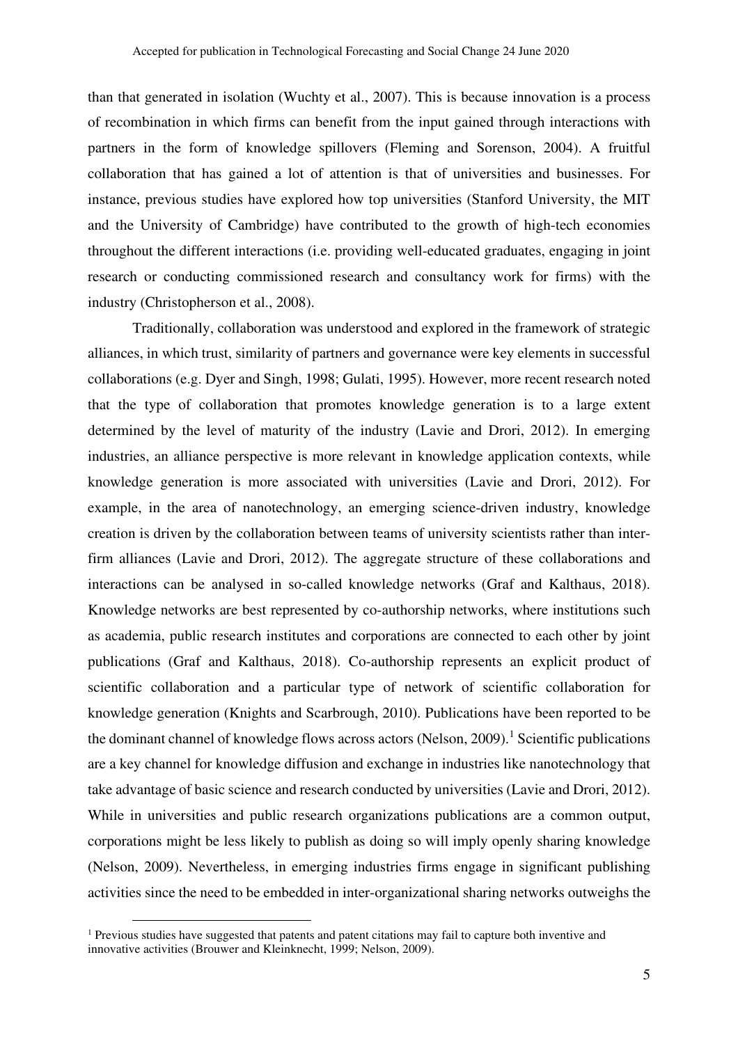than that generated in isolation (Wuchty et al., 2007). This is because innovation is a process of recombination in which firms can benefit from the input gained through interactions with partners in the form of knowledge spillovers (Fleming and Sorenson, 2004). A fruitful collaboration that has gained a lot of attention is that of universities and businesses. For instance, previous studies have explored how top universities (Stanford University, the MIT and the University of Cambridge) have contributed to the growth of high-tech economies throughout the different interactions (i.e. providing well-educated graduates, engaging in joint research or conducting commissioned research and consultancy work for firms) with the industry (Christopherson et al., 2008).

Traditionally, collaboration was understood and explored in the framework of strategic alliances, in which trust, similarity of partners and governance were key elements in successful collaborations (e.g. Dyer and Singh, 1998; Gulati, 1995). However, more recent research noted that the type of collaboration that promotes knowledge generation is to a large extent determined by the level of maturity of the industry (Lavie and Drori, 2012). In emerging industries, an alliance perspective is more relevant in knowledge application contexts, while knowledge generation is more associated with universities (Lavie and Drori, 2012). For example, in the area of nanotechnology, an emerging science-driven industry, knowledge creation is driven by the collaboration between teams of university scientists rather than inter-firm alliances (Lavie and Drori, 2012). The aggregate structure of these collaborations and interactions can be analysed in so-called knowledge networks (Graf and Kalthaus, 2018). Knowledge networks are best represented by co-authorship networks, where institutions such as academia, public research institutes and corporations are connected to each other by joint publications (Graf and Kalthaus, 2018). Co-authorship represents an explicit product of scientific collaboration and a particular type of network of scientific collaboration for knowledge generation (Knights and Scarbrough, 2010). Publications have been reported to be the dominant channel of knowledge flows across actors (Nelson, 2009).[1] Scientific publications are a key channel for knowledge diffusion and exchange in industries like nanotechnology that take advantage of basic science and research conducted by universities (Lavie and Drori, 2012). While in universities and public research organizations publications are a common output, corporations might be less likely to publish as doing so will imply openly sharing knowledge (Nelson, 2009). Nevertheless, in emerging industries firms engage in significant publishing activities since the need to be embedded in inter-organizational sharing networks outweighs the

[1] Previous studies have suggested that patents and patent citations may fail to capture both inventive and innovative activities (Brouwer and Kleinknecht, 1999; Nelson, 2009).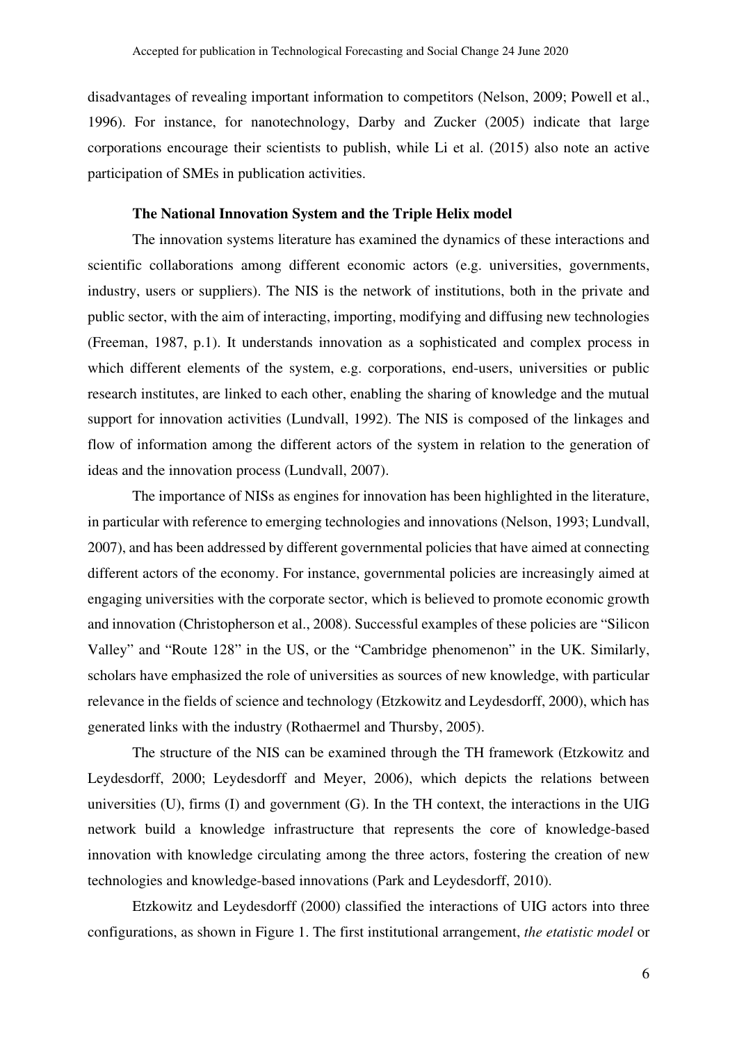disadvantages of revealing important information to competitors (Nelson, 2009; Powell et al., 1996). For instance, for nanotechnology, Darby and Zucker (2005) indicate that large corporations encourage their scientists to publish, while Li et al. (2015) also note an active participation of SMEs in publication activities.

### The National Innovation System and the Triple Helix model

The innovation systems literature has examined the dynamics of these interactions and scientific collaborations among different economic actors (e.g. universities, governments, industry, users or suppliers). The NIS is the network of institutions, both in the private and public sector, with the aim of interacting, importing, modifying and diffusing new technologies (Freeman, 1987, p.1). It understands innovation as a sophisticated and complex process in which different elements of the system, e.g. corporations, end-users, universities or public research institutes, are linked to each other, enabling the sharing of knowledge and the mutual support for innovation activities (Lundvall, 1992). The NIS is composed of the linkages and flow of information among the different actors of the system in relation to the generation of ideas and the innovation process (Lundvall, 2007).

The importance of NISs as engines for innovation has been highlighted in the literature, in particular with reference to emerging technologies and innovations (Nelson, 1993; Lundvall, 2007), and has been addressed by different governmental policies that have aimed at connecting different actors of the economy. For instance, governmental policies are increasingly aimed at engaging universities with the corporate sector, which is believed to promote economic growth and innovation (Christopherson et al., 2008). Successful examples of these policies are "Silicon Valley" and "Route 128" in the US, or the "Cambridge phenomenon" in the UK. Similarly, scholars have emphasized the role of universities as sources of new knowledge, with particular relevance in the fields of science and technology (Etzkowitz and Leydesdorff, 2000), which has generated links with the industry (Rothaermel and Thursby, 2005).

The structure of the NIS can be examined through the TH framework (Etzkowitz and Leydesdorff, 2000; Leydesdorff and Meyer, 2006), which depicts the relations between universities (U), firms (I) and government (G). In the TH context, the interactions in the UIG network build a knowledge infrastructure that represents the core of knowledge-based innovation with knowledge circulating among the three actors, fostering the creation of new technologies and knowledge-based innovations (Park and Leydesdorff, 2010).

Etzkowitz and Leydesdorff (2000) classified the interactions of UIG actors into three configurations, as shown in Figure 1. The first institutional arrangement, *the etatistic model* or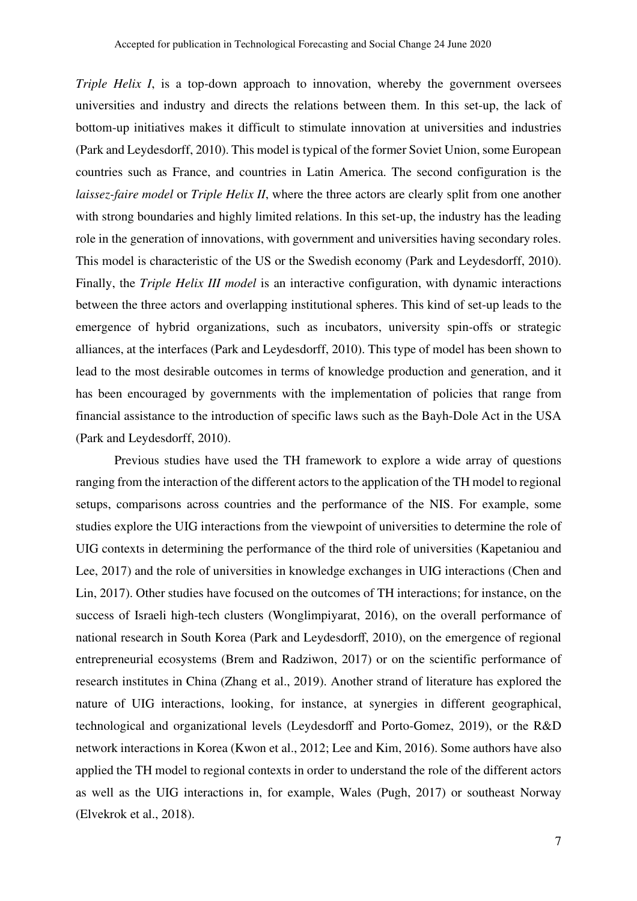*Triple Helix I*, is a top-down approach to innovation, whereby the government oversees universities and industry and directs the relations between them. In this set-up, the lack of bottom-up initiatives makes it difficult to stimulate innovation at universities and industries (Park and Leydesdorff, 2010). This model is typical of the former Soviet Union, some European countries such as France, and countries in Latin America. The second configuration is the *laissez-faire model* or *Triple Helix II*, where the three actors are clearly split from one another with strong boundaries and highly limited relations. In this set-up, the industry has the leading role in the generation of innovations, with government and universities having secondary roles. This model is characteristic of the US or the Swedish economy (Park and Leydesdorff, 2010). Finally, the *Triple Helix III model* is an interactive configuration, with dynamic interactions between the three actors and overlapping institutional spheres. This kind of set-up leads to the emergence of hybrid organizations, such as incubators, university spin-offs or strategic alliances, at the interfaces (Park and Leydesdorff, 2010). This type of model has been shown to lead to the most desirable outcomes in terms of knowledge production and generation, and it has been encouraged by governments with the implementation of policies that range from financial assistance to the introduction of specific laws such as the Bayh-Dole Act in the USA (Park and Leydesdorff, 2010).

Previous studies have used the TH framework to explore a wide array of questions ranging from the interaction of the different actors to the application of the TH model to regional setups, comparisons across countries and the performance of the NIS. For example, some studies explore the UIG interactions from the viewpoint of universities to determine the role of UIG contexts in determining the performance of the third role of universities (Kapetaniou and Lee, 2017) and the role of universities in knowledge exchanges in UIG interactions (Chen and Lin, 2017). Other studies have focused on the outcomes of TH interactions; for instance, on the success of Israeli high-tech clusters (Wonglimpiyarat, 2016), on the overall performance of national research in South Korea (Park and Leydesdorff, 2010), on the emergence of regional entrepreneurial ecosystems (Brem and Radziwon, 2017) or on the scientific performance of research institutes in China (Zhang et al., 2019). Another strand of literature has explored the nature of UIG interactions, looking, for instance, at synergies in different geographical, technological and organizational levels (Leydesdorff and Porto-Gomez, 2019), or the R&D network interactions in Korea (Kwon et al., 2012; Lee and Kim, 2016). Some authors have also applied the TH model to regional contexts in order to understand the role of the different actors as well as the UIG interactions in, for example, Wales (Pugh, 2017) or southeast Norway (Elvekrok et al., 2018).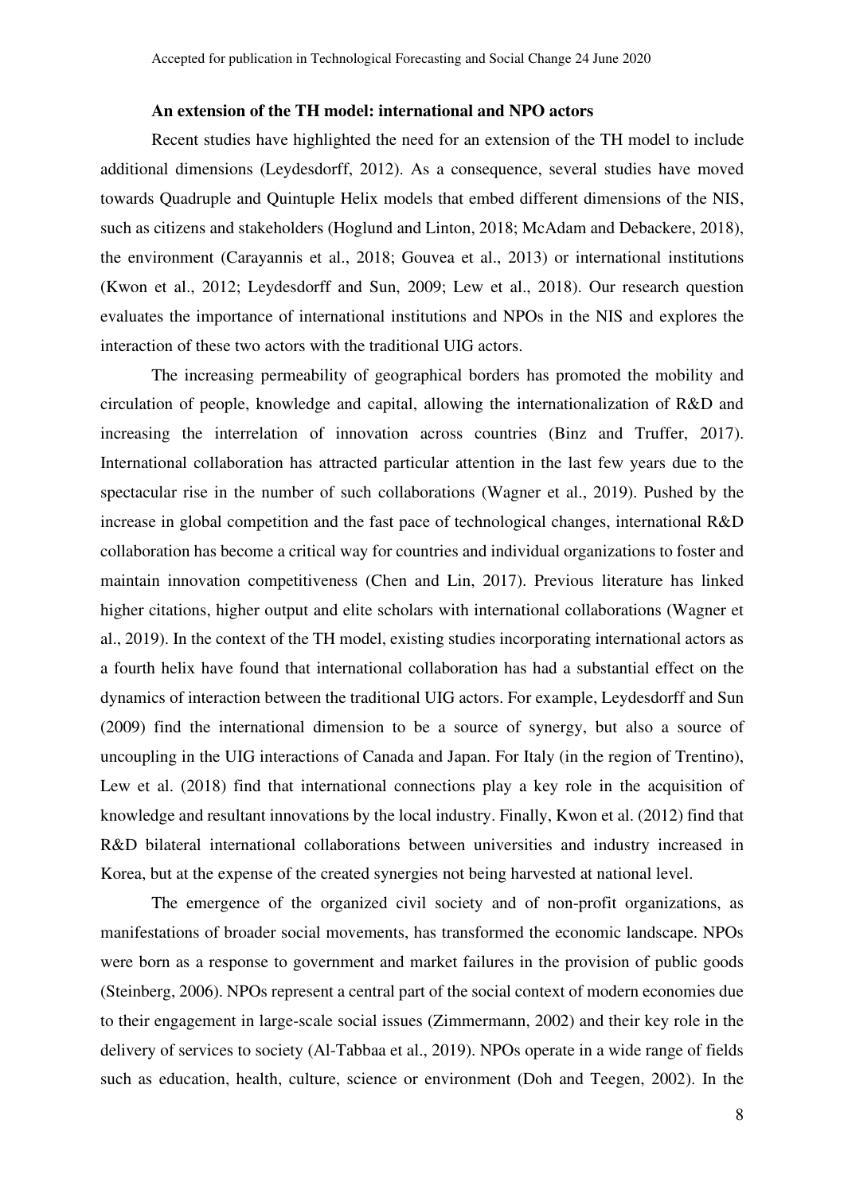**An extension of the TH model: international and NPO actors**

Recent studies have highlighted the need for an extension of the TH model to include additional dimensions (Leydesdorff, 2012). As a consequence, several studies have moved towards Quadruple and Quintuple Helix models that embed different dimensions of the NIS, such as citizens and stakeholders (Hoglund and Linton, 2018; McAdam and Debackere, 2018), the environment (Carayannis et al., 2018; Gouvea et al., 2013) or international institutions (Kwon et al., 2012; Leydesdorff and Sun, 2009; Lew et al., 2018). Our research question evaluates the importance of international institutions and NPOs in the NIS and explores the interaction of these two actors with the traditional UIG actors.

The increasing permeability of geographical borders has promoted the mobility and circulation of people, knowledge and capital, allowing the internationalization of R&D and increasing the interrelation of innovation across countries (Binz and Truffer, 2017). International collaboration has attracted particular attention in the last few years due to the spectacular rise in the number of such collaborations (Wagner et al., 2019). Pushed by the increase in global competition and the fast pace of technological changes, international R&D collaboration has become a critical way for countries and individual organizations to foster and maintain innovation competitiveness (Chen and Lin, 2017). Previous literature has linked higher citations, higher output and elite scholars with international collaborations (Wagner et al., 2019). In the context of the TH model, existing studies incorporating international actors as a fourth helix have found that international collaboration has had a substantial effect on the dynamics of interaction between the traditional UIG actors. For example, Leydesdorff and Sun (2009) find the international dimension to be a source of synergy, but also a source of uncoupling in the UIG interactions of Canada and Japan. For Italy (in the region of Trentino), Lew et al. (2018) find that international connections play a key role in the acquisition of knowledge and resultant innovations by the local industry. Finally, Kwon et al. (2012) find that R&D bilateral international collaborations between universities and industry increased in Korea, but at the expense of the created synergies not being harvested at national level.

The emergence of the organized civil society and of non-profit organizations, as manifestations of broader social movements, has transformed the economic landscape. NPOs were born as a response to government and market failures in the provision of public goods (Steinberg, 2006). NPOs represent a central part of the social context of modern economies due to their engagement in large-scale social issues (Zimmermann, 2002) and their key role in the delivery of services to society (Al-Tabbaa et al., 2019). NPOs operate in a wide range of fields such as education, health, culture, science or environment (Doh and Teegen, 2002). In the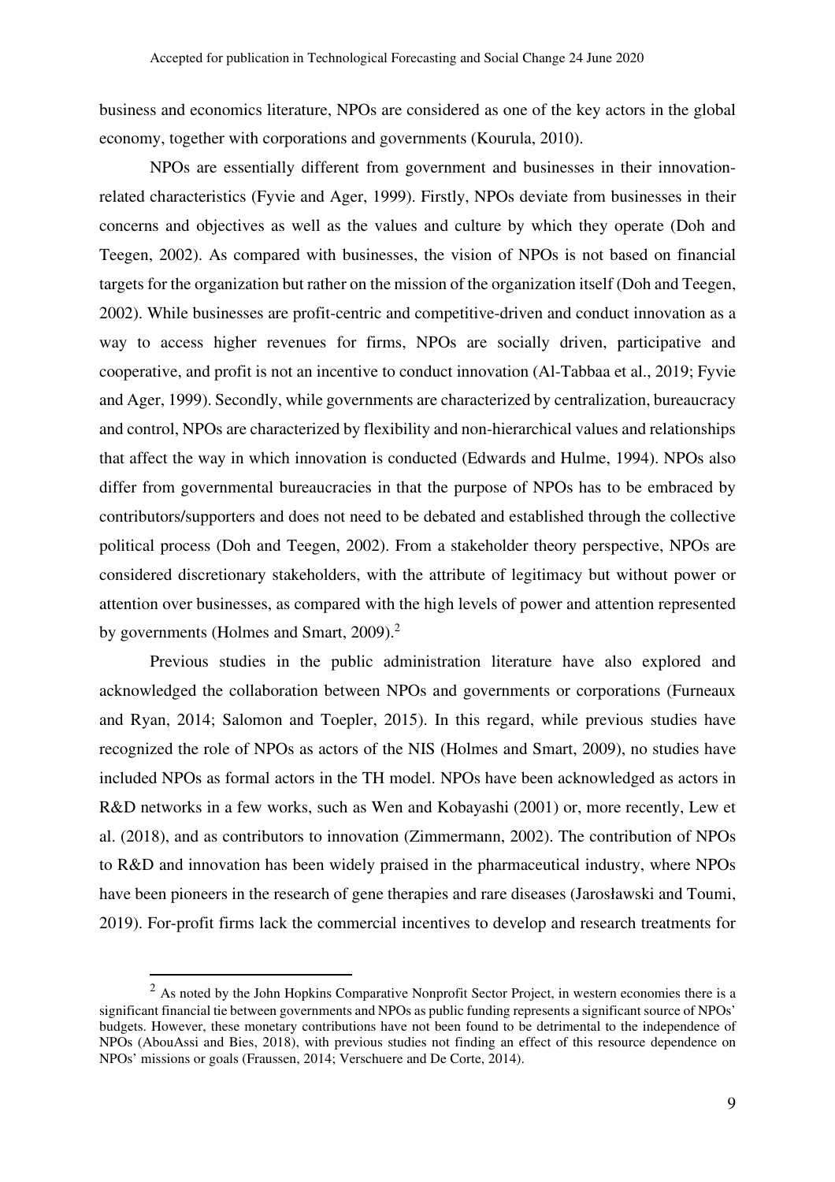business and economics literature, NPOs are considered as one of the key actors in the global economy, together with corporations and governments (Kourula, 2010).

NPOs are essentially different from government and businesses in their innovation-related characteristics (Fyvie and Ager, 1999). Firstly, NPOs deviate from businesses in their concerns and objectives as well as the values and culture by which they operate (Doh and Teegen, 2002). As compared with businesses, the vision of NPOs is not based on financial targets for the organization but rather on the mission of the organization itself (Doh and Teegen, 2002). While businesses are profit-centric and competitive-driven and conduct innovation as a way to access higher revenues for firms, NPOs are socially driven, participative and cooperative, and profit is not an incentive to conduct innovation (Al-Tabbaa et al., 2019; Fyvie and Ager, 1999). Secondly, while governments are characterized by centralization, bureaucracy and control, NPOs are characterized by flexibility and non-hierarchical values and relationships that affect the way in which innovation is conducted (Edwards and Hulme, 1994). NPOs also differ from governmental bureaucracies in that the purpose of NPOs has to be embraced by contributors/supporters and does not need to be debated and established through the collective political process (Doh and Teegen, 2002). From a stakeholder theory perspective, NPOs are considered discretionary stakeholders, with the attribute of legitimacy but without power or attention over businesses, as compared with the high levels of power and attention represented by governments (Holmes and Smart, 2009).[2]

Previous studies in the public administration literature have also explored and acknowledged the collaboration between NPOs and governments or corporations (Furneaux and Ryan, 2014; Salomon and Toepler, 2015). In this regard, while previous studies have recognized the role of NPOs as actors of the NIS (Holmes and Smart, 2009), no studies have included NPOs as formal actors in the TH model. NPOs have been acknowledged as actors in R&D networks in a few works, such as Wen and Kobayashi (2001) or, more recently, Lew et al. (2018), and as contributors to innovation (Zimmermann, 2002). The contribution of NPOs to R&D and innovation has been widely praised in the pharmaceutical industry, where NPOs have been pioneers in the research of gene therapies and rare diseases (Jarosławski and Toumi, 2019). For-profit firms lack the commercial incentives to develop and research treatments for

[2] As noted by the John Hopkins Comparative Nonprofit Sector Project, in western economies there is a significant financial tie between governments and NPOs as public funding represents a significant source of NPOs' budgets. However, these monetary contributions have not been found to be detrimental to the independence of NPOs (AbouAssi and Bies, 2018), with previous studies not finding an effect of this resource dependence on NPOs' missions or goals (Fraussen, 2014; Verschuere and De Corte, 2014).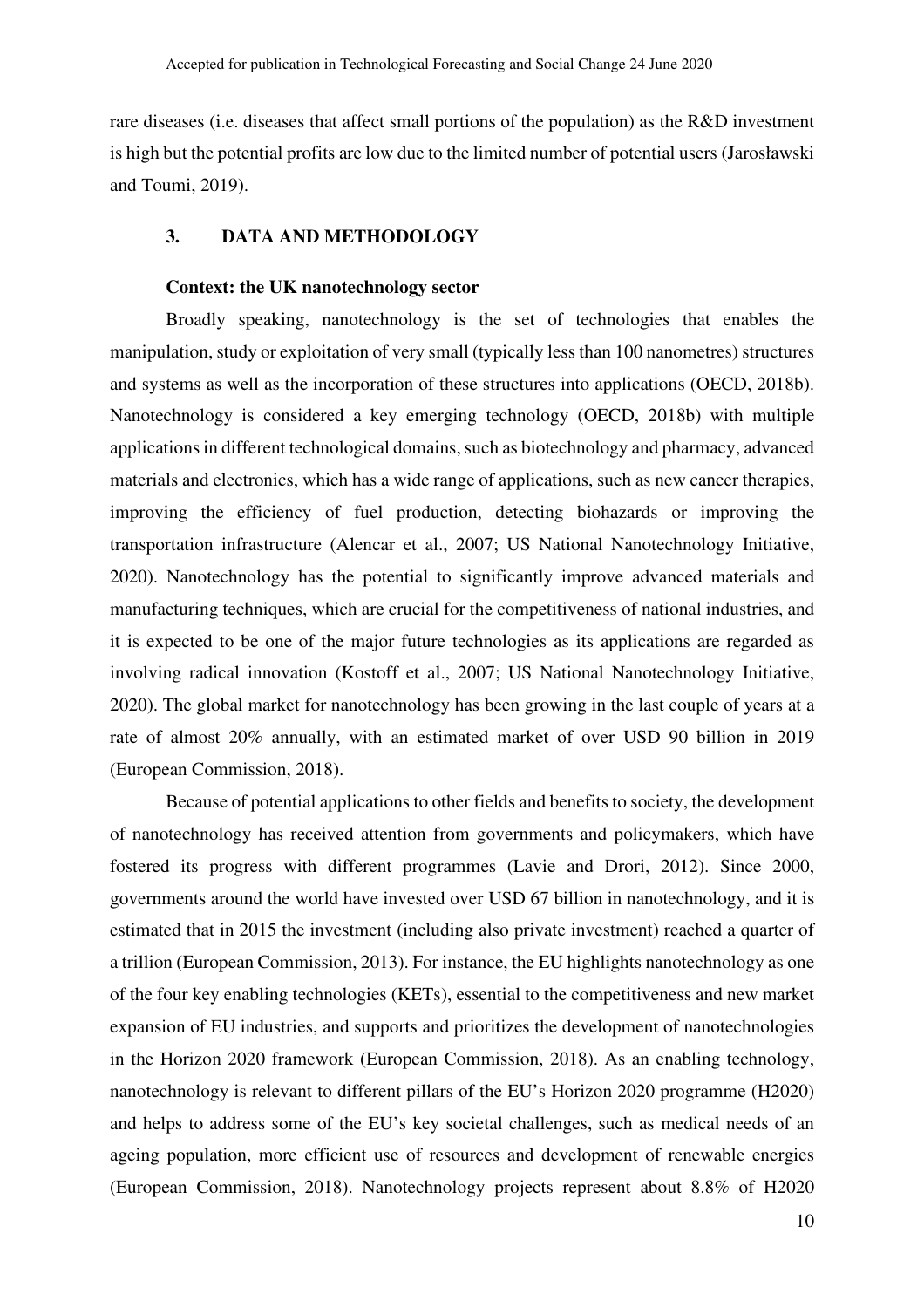rare diseases (i.e. diseases that affect small portions of the population) as the R&D investment is high but the potential profits are low due to the limited number of potential users (Jarosławski and Toumi, 2019).

## 3. DATA AND METHODOLOGY

### Context: the UK nanotechnology sector

Broadly speaking, nanotechnology is the set of technologies that enables the manipulation, study or exploitation of very small (typically less than 100 nanometres) structures and systems as well as the incorporation of these structures into applications (OECD, 2018b). Nanotechnology is considered a key emerging technology (OECD, 2018b) with multiple applications in different technological domains, such as biotechnology and pharmacy, advanced materials and electronics, which has a wide range of applications, such as new cancer therapies, improving the efficiency of fuel production, detecting biohazards or improving the transportation infrastructure (Alencar et al., 2007; US National Nanotechnology Initiative, 2020). Nanotechnology has the potential to significantly improve advanced materials and manufacturing techniques, which are crucial for the competitiveness of national industries, and it is expected to be one of the major future technologies as its applications are regarded as involving radical innovation (Kostoff et al., 2007; US National Nanotechnology Initiative, 2020). The global market for nanotechnology has been growing in the last couple of years at a rate of almost 20% annually, with an estimated market of over USD 90 billion in 2019 (European Commission, 2018).

Because of potential applications to other fields and benefits to society, the development of nanotechnology has received attention from governments and policymakers, which have fostered its progress with different programmes (Lavie and Drori, 2012). Since 2000, governments around the world have invested over USD 67 billion in nanotechnology, and it is estimated that in 2015 the investment (including also private investment) reached a quarter of a trillion (European Commission, 2013). For instance, the EU highlights nanotechnology as one of the four key enabling technologies (KETs), essential to the competitiveness and new market expansion of EU industries, and supports and prioritizes the development of nanotechnologies in the Horizon 2020 framework (European Commission, 2018). As an enabling technology, nanotechnology is relevant to different pillars of the EU's Horizon 2020 programme (H2020) and helps to address some of the EU's key societal challenges, such as medical needs of an ageing population, more efficient use of resources and development of renewable energies (European Commission, 2018). Nanotechnology projects represent about 8.8% of H2020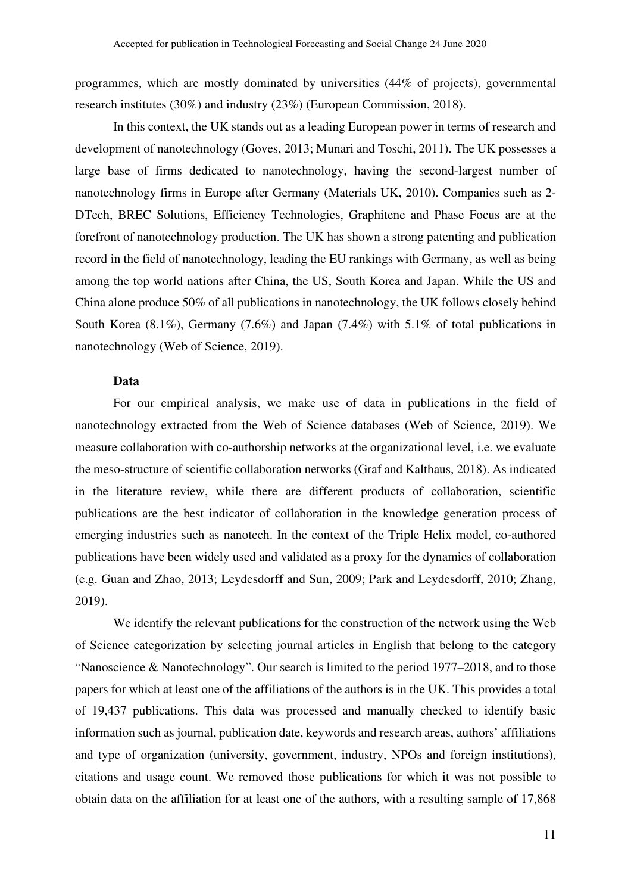programmes, which are mostly dominated by universities (44% of projects), governmental research institutes (30%) and industry (23%) (European Commission, 2018).

In this context, the UK stands out as a leading European power in terms of research and development of nanotechnology (Goves, 2013; Munari and Toschi, 2011). The UK possesses a large base of firms dedicated to nanotechnology, having the second-largest number of nanotechnology firms in Europe after Germany (Materials UK, 2010). Companies such as 2-DTech, BREC Solutions, Efficiency Technologies, Graphitene and Phase Focus are at the forefront of nanotechnology production. The UK has shown a strong patenting and publication record in the field of nanotechnology, leading the EU rankings with Germany, as well as being among the top world nations after China, the US, South Korea and Japan. While the US and China alone produce 50% of all publications in nanotechnology, the UK follows closely behind South Korea (8.1%), Germany (7.6%) and Japan (7.4%) with 5.1% of total publications in nanotechnology (Web of Science, 2019).

**Data**

For our empirical analysis, we make use of data in publications in the field of nanotechnology extracted from the Web of Science databases (Web of Science, 2019). We measure collaboration with co-authorship networks at the organizational level, i.e. we evaluate the meso-structure of scientific collaboration networks (Graf and Kalthaus, 2018). As indicated in the literature review, while there are different products of collaboration, scientific publications are the best indicator of collaboration in the knowledge generation process of emerging industries such as nanotech. In the context of the Triple Helix model, co-authored publications have been widely used and validated as a proxy for the dynamics of collaboration (e.g. Guan and Zhao, 2013; Leydesdorff and Sun, 2009; Park and Leydesdorff, 2010; Zhang, 2019).

We identify the relevant publications for the construction of the network using the Web of Science categorization by selecting journal articles in English that belong to the category "Nanoscience & Nanotechnology". Our search is limited to the period 1977–2018, and to those papers for which at least one of the affiliations of the authors is in the UK. This provides a total of 19,437 publications. This data was processed and manually checked to identify basic information such as journal, publication date, keywords and research areas, authors' affiliations and type of organization (university, government, industry, NPOs and foreign institutions), citations and usage count. We removed those publications for which it was not possible to obtain data on the affiliation for at least one of the authors, with a resulting sample of 17,868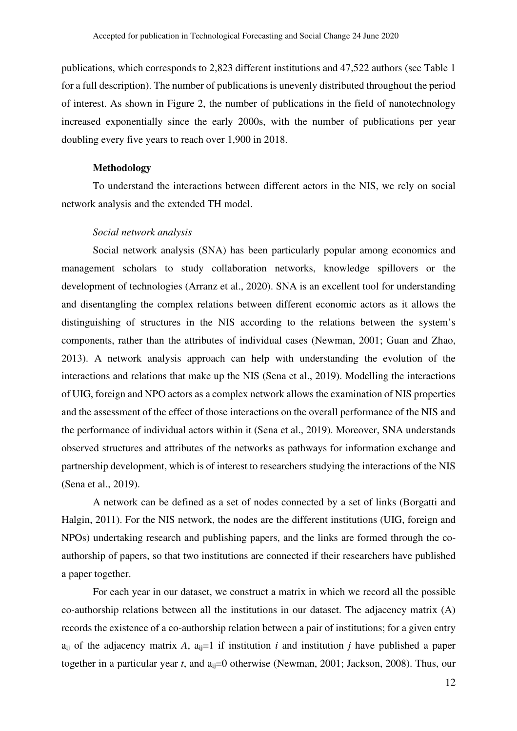publications, which corresponds to 2,823 different institutions and 47,522 authors (see Table 1 for a full description). The number of publications is unevenly distributed throughout the period of interest. As shown in Figure 2, the number of publications in the field of nanotechnology increased exponentially since the early 2000s, with the number of publications per year doubling every five years to reach over 1,900 in 2018.

## Methodology

To understand the interactions between different actors in the NIS, we rely on social network analysis and the extended TH model.

### *Social network analysis*

Social network analysis (SNA) has been particularly popular among economics and management scholars to study collaboration networks, knowledge spillovers or the development of technologies (Arranz et al., 2020). SNA is an excellent tool for understanding and disentangling the complex relations between different economic actors as it allows the distinguishing of structures in the NIS according to the relations between the system's components, rather than the attributes of individual cases (Newman, 2001; Guan and Zhao, 2013). A network analysis approach can help with understanding the evolution of the interactions and relations that make up the NIS (Sena et al., 2019). Modelling the interactions of UIG, foreign and NPO actors as a complex network allows the examination of NIS properties and the assessment of the effect of those interactions on the overall performance of the NIS and the performance of individual actors within it (Sena et al., 2019). Moreover, SNA understands observed structures and attributes of the networks as pathways for information exchange and partnership development, which is of interest to researchers studying the interactions of the NIS (Sena et al., 2019).

A network can be defined as a set of nodes connected by a set of links (Borgatti and Halgin, 2011). For the NIS network, the nodes are the different institutions (UIG, foreign and NPOs) undertaking research and publishing papers, and the links are formed through the co-authorship of papers, so that two institutions are connected if their researchers have published a paper together.

For each year in our dataset, we construct a matrix in which we record all the possible co-authorship relations between all the institutions in our dataset. The adjacency matrix (A) records the existence of a co-authorship relation between a pair of institutions; for a given entry $a_{ij}$ of the adjacency matrix $A$, $a_{ij}=1$ if institution $i$ and institution $j$ have published a paper together in a particular year $t$, and $a_{ij}=0$ otherwise (Newman, 2001; Jackson, 2008). Thus, our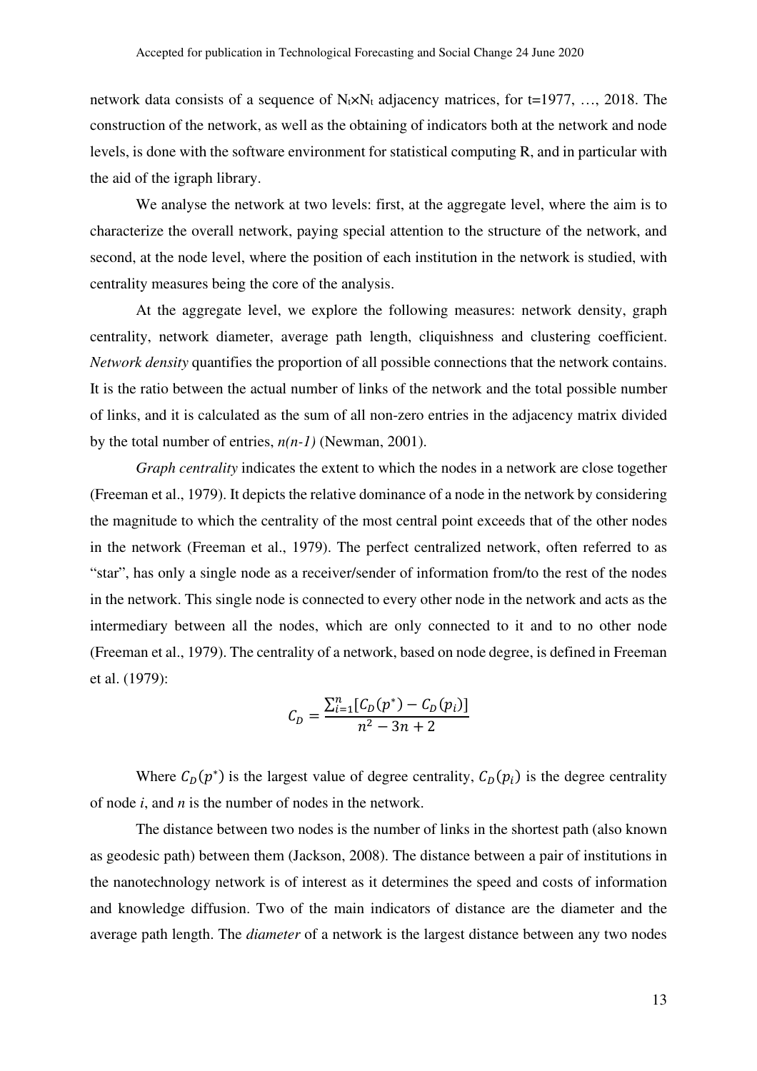network data consists of a sequence of $N_t \times N_t$ adjacency matrices, for t=1977, …, 2018. The construction of the network, as well as the obtaining of indicators both at the network and node levels, is done with the software environment for statistical computing R, and in particular with the aid of the igraph library.

We analyse the network at two levels: first, at the aggregate level, where the aim is to characterize the overall network, paying special attention to the structure of the network, and second, at the node level, where the position of each institution in the network is studied, with centrality measures being the core of the analysis.

At the aggregate level, we explore the following measures: network density, graph centrality, network diameter, average path length, cliquishness and clustering coefficient. *Network density* quantifies the proportion of all possible connections that the network contains. It is the ratio between the actual number of links of the network and the total possible number of links, and it is calculated as the sum of all non-zero entries in the adjacency matrix divided by the total number of entries, $n(n-1)$ (Newman, 2001).

*Graph centrality* indicates the extent to which the nodes in a network are close together (Freeman et al., 1979). It depicts the relative dominance of a node in the network by considering the magnitude to which the centrality of the most central point exceeds that of the other nodes in the network (Freeman et al., 1979). The perfect centralized network, often referred to as "star", has only a single node as a receiver/sender of information from/to the rest of the nodes in the network. This single node is connected to every other node in the network and acts as the intermediary between all the nodes, which are only connected to it and to no other node (Freeman et al., 1979). The centrality of a network, based on node degree, is defined in Freeman et al. (1979):

$$C_D = \frac{\sum_{i=1}^{n}[C_D(p^*) - C_D(p_i)]}{n^2 - 3n + 2}$$

Where $C_D(p^*)$ is the largest value of degree centrality, $C_D(p_i)$ is the degree centrality of node $i$, and $n$ is the number of nodes in the network.

The distance between two nodes is the number of links in the shortest path (also known as geodesic path) between them (Jackson, 2008). The distance between a pair of institutions in the nanotechnology network is of interest as it determines the speed and costs of information and knowledge diffusion. Two of the main indicators of distance are the diameter and the average path length. The *diameter* of a network is the largest distance between any two nodes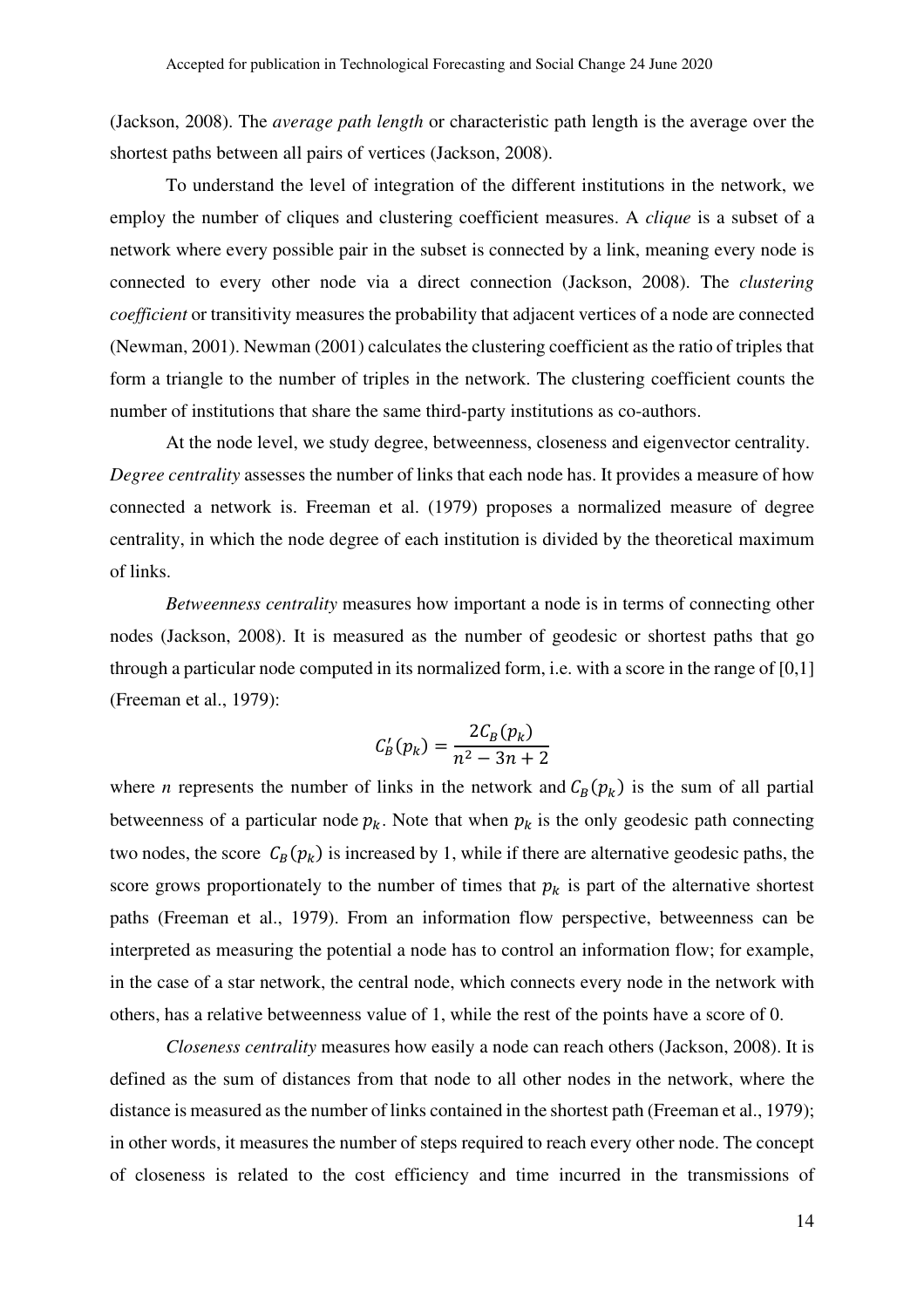(Jackson, 2008). The *average path length* or characteristic path length is the average over the shortest paths between all pairs of vertices (Jackson, 2008).

To understand the level of integration of the different institutions in the network, we employ the number of cliques and clustering coefficient measures. A *clique* is a subset of a network where every possible pair in the subset is connected by a link, meaning every node is connected to every other node via a direct connection (Jackson, 2008). The *clustering coefficient* or transitivity measures the probability that adjacent vertices of a node are connected (Newman, 2001). Newman (2001) calculates the clustering coefficient as the ratio of triples that form a triangle to the number of triples in the network. The clustering coefficient counts the number of institutions that share the same third-party institutions as co-authors.

At the node level, we study degree, betweenness, closeness and eigenvector centrality. *Degree centrality* assesses the number of links that each node has. It provides a measure of how connected a network is. Freeman et al. (1979) proposes a normalized measure of degree centrality, in which the node degree of each institution is divided by the theoretical maximum of links.

*Betweenness centrality* measures how important a node is in terms of connecting other nodes (Jackson, 2008). It is measured as the number of geodesic or shortest paths that go through a particular node computed in its normalized form, i.e. with a score in the range of [0,1] (Freeman et al., 1979):

$$C_B'(p_k) = \frac{2C_B(p_k)}{n^2 - 3n + 2}$$

where *n* represents the number of links in the network and $C_B(p_k)$ is the sum of all partial betweenness of a particular node $p_k$. Note that when $p_k$ is the only geodesic path connecting two nodes, the score $C_B(p_k)$ is increased by 1, while if there are alternative geodesic paths, the score grows proportionately to the number of times that $p_k$ is part of the alternative shortest paths (Freeman et al., 1979). From an information flow perspective, betweenness can be interpreted as measuring the potential a node has to control an information flow; for example, in the case of a star network, the central node, which connects every node in the network with others, has a relative betweenness value of 1, while the rest of the points have a score of 0.

*Closeness centrality* measures how easily a node can reach others (Jackson, 2008). It is defined as the sum of distances from that node to all other nodes in the network, where the distance is measured as the number of links contained in the shortest path (Freeman et al., 1979); in other words, it measures the number of steps required to reach every other node. The concept of closeness is related to the cost efficiency and time incurred in the transmissions of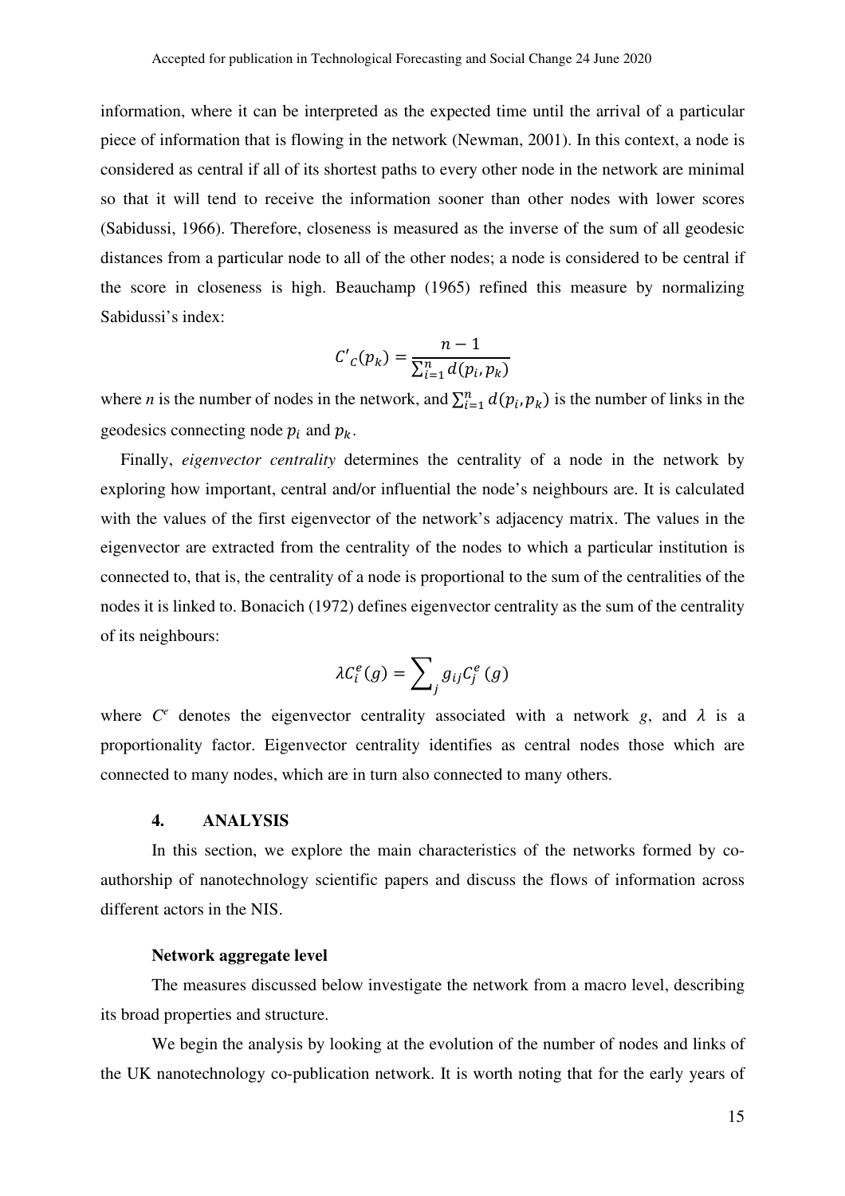information, where it can be interpreted as the expected time until the arrival of a particular piece of information that is flowing in the network (Newman, 2001). In this context, a node is considered as central if all of its shortest paths to every other node in the network are minimal so that it will tend to receive the information sooner than other nodes with lower scores (Sabidussi, 1966). Therefore, closeness is measured as the inverse of the sum of all geodesic distances from a particular node to all of the other nodes; a node is considered to be central if the score in closeness is high. Beauchamp (1965) refined this measure by normalizing Sabidussi's index:

$$C'_C(p_k) = \frac{n-1}{\sum_{i=1}^{n} d(p_i, p_k)}$$

where *n* is the number of nodes in the network, and $\sum_{i=1}^{n} d(p_i, p_k)$ is the number of links in the geodesics connecting node $p_i$ and $p_k$.

Finally, *eigenvector centrality* determines the centrality of a node in the network by exploring how important, central and/or influential the node's neighbours are. It is calculated with the values of the first eigenvector of the network's adjacency matrix. The values in the eigenvector are extracted from the centrality of the nodes to which a particular institution is connected to, that is, the centrality of a node is proportional to the sum of the centralities of the nodes it is linked to. Bonacich (1972) defines eigenvector centrality as the sum of the centrality of its neighbours:

$$\lambda C_i^e(g) = \sum_j g_{ij} C_j^e(g)$$

where $C^e$ denotes the eigenvector centrality associated with a network *g*, and $\lambda$ is a proportionality factor. Eigenvector centrality identifies as central nodes those which are connected to many nodes, which are in turn also connected to many others.

## 4. ANALYSIS

In this section, we explore the main characteristics of the networks formed by co-authorship of nanotechnology scientific papers and discuss the flows of information across different actors in the NIS.

### Network aggregate level

The measures discussed below investigate the network from a macro level, describing its broad properties and structure.

We begin the analysis by looking at the evolution of the number of nodes and links of the UK nanotechnology co-publication network. It is worth noting that for the early years of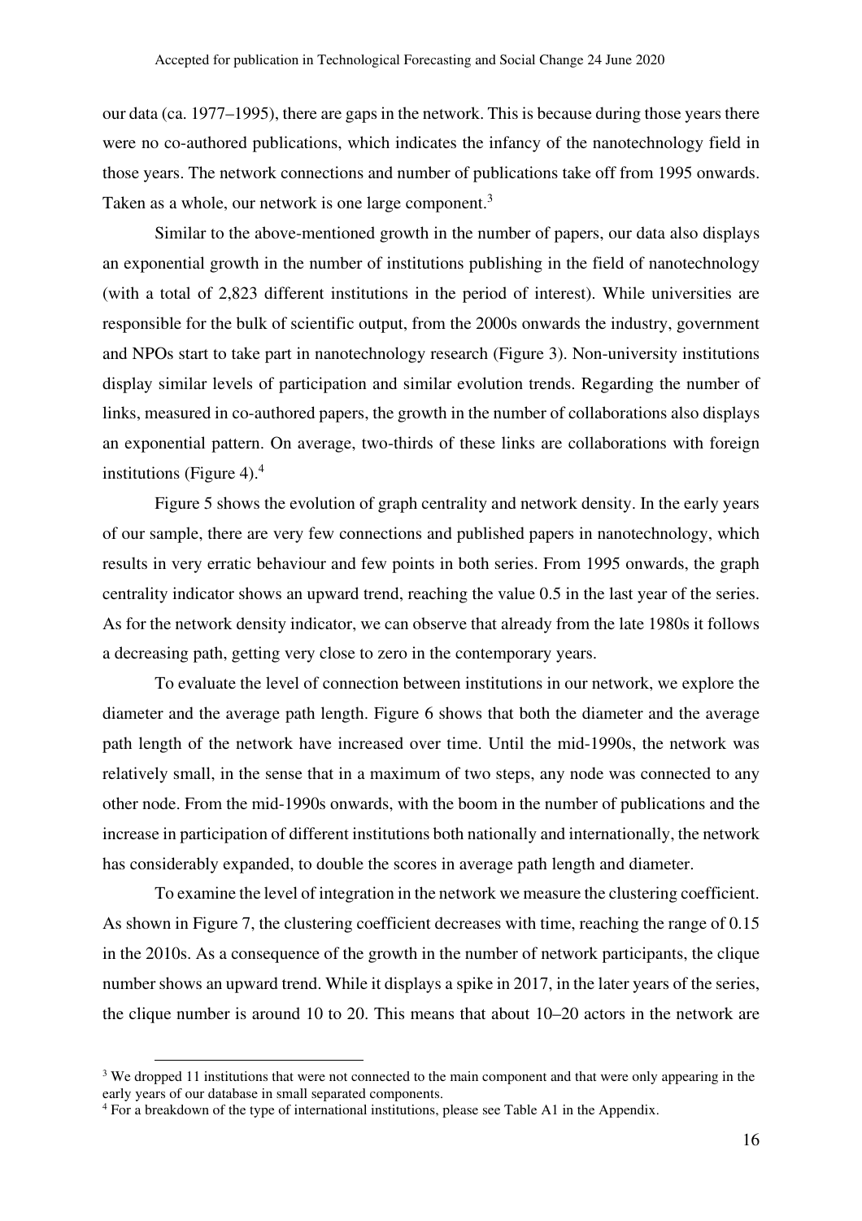our data (ca. 1977–1995), there are gaps in the network. This is because during those years there were no co-authored publications, which indicates the infancy of the nanotechnology field in those years. The network connections and number of publications take off from 1995 onwards. Taken as a whole, our network is one large component.[3]

Similar to the above-mentioned growth in the number of papers, our data also displays an exponential growth in the number of institutions publishing in the field of nanotechnology (with a total of 2,823 different institutions in the period of interest). While universities are responsible for the bulk of scientific output, from the 2000s onwards the industry, government and NPOs start to take part in nanotechnology research (Figure 3). Non-university institutions display similar levels of participation and similar evolution trends. Regarding the number of links, measured in co-authored papers, the growth in the number of collaborations also displays an exponential pattern. On average, two-thirds of these links are collaborations with foreign institutions (Figure 4).[4]

Figure 5 shows the evolution of graph centrality and network density. In the early years of our sample, there are very few connections and published papers in nanotechnology, which results in very erratic behaviour and few points in both series. From 1995 onwards, the graph centrality indicator shows an upward trend, reaching the value 0.5 in the last year of the series. As for the network density indicator, we can observe that already from the late 1980s it follows a decreasing path, getting very close to zero in the contemporary years.

To evaluate the level of connection between institutions in our network, we explore the diameter and the average path length. Figure 6 shows that both the diameter and the average path length of the network have increased over time. Until the mid-1990s, the network was relatively small, in the sense that in a maximum of two steps, any node was connected to any other node. From the mid-1990s onwards, with the boom in the number of publications and the increase in participation of different institutions both nationally and internationally, the network has considerably expanded, to double the scores in average path length and diameter.

To examine the level of integration in the network we measure the clustering coefficient. As shown in Figure 7, the clustering coefficient decreases with time, reaching the range of 0.15 in the 2010s. As a consequence of the growth in the number of network participants, the clique number shows an upward trend. While it displays a spike in 2017, in the later years of the series, the clique number is around 10 to 20. This means that about 10–20 actors in the network are

---

[3] We dropped 11 institutions that were not connected to the main component and that were only appearing in the early years of our database in small separated components.

[4] For a breakdown of the type of international institutions, please see Table A1 in the Appendix.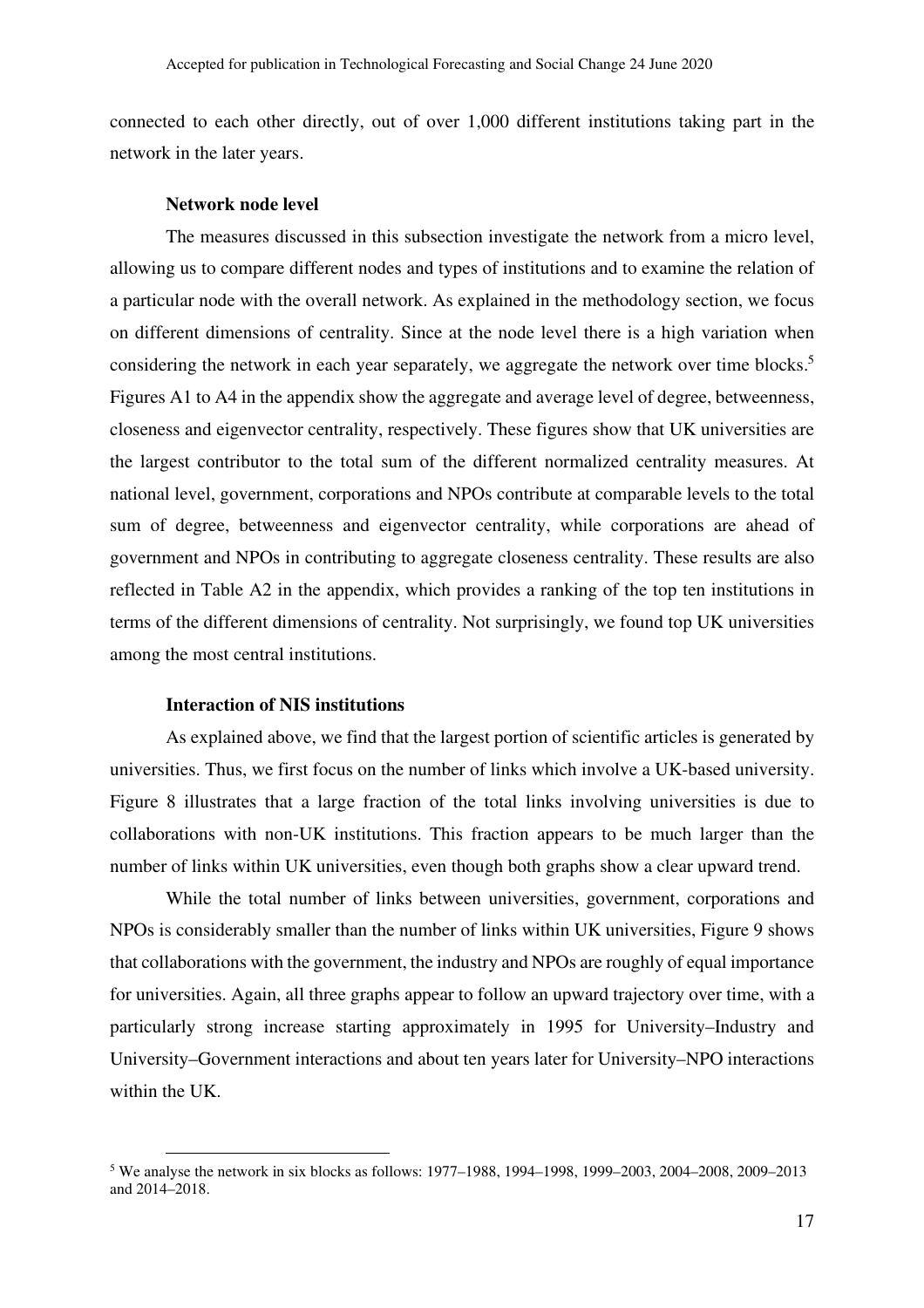connected to each other directly, out of over 1,000 different institutions taking part in the network in the later years.

**Network node level**

The measures discussed in this subsection investigate the network from a micro level, allowing us to compare different nodes and types of institutions and to examine the relation of a particular node with the overall network. As explained in the methodology section, we focus on different dimensions of centrality. Since at the node level there is a high variation when considering the network in each year separately, we aggregate the network over time blocks.[5] Figures A1 to A4 in the appendix show the aggregate and average level of degree, betweenness, closeness and eigenvector centrality, respectively. These figures show that UK universities are the largest contributor to the total sum of the different normalized centrality measures. At national level, government, corporations and NPOs contribute at comparable levels to the total sum of degree, betweenness and eigenvector centrality, while corporations are ahead of government and NPOs in contributing to aggregate closeness centrality. These results are also reflected in Table A2 in the appendix, which provides a ranking of the top ten institutions in terms of the different dimensions of centrality. Not surprisingly, we found top UK universities among the most central institutions.

**Interaction of NIS institutions**

As explained above, we find that the largest portion of scientific articles is generated by universities. Thus, we first focus on the number of links which involve a UK-based university. Figure 8 illustrates that a large fraction of the total links involving universities is due to collaborations with non-UK institutions. This fraction appears to be much larger than the number of links within UK universities, even though both graphs show a clear upward trend.

While the total number of links between universities, government, corporations and NPOs is considerably smaller than the number of links within UK universities, Figure 9 shows that collaborations with the government, the industry and NPOs are roughly of equal importance for universities. Again, all three graphs appear to follow an upward trajectory over time, with a particularly strong increase starting approximately in 1995 for University–Industry and University–Government interactions and about ten years later for University–NPO interactions within the UK.

[5] We analyse the network in six blocks as follows: 1977–1988, 1994–1998, 1999–2003, 2004–2008, 2009–2013 and 2014–2018.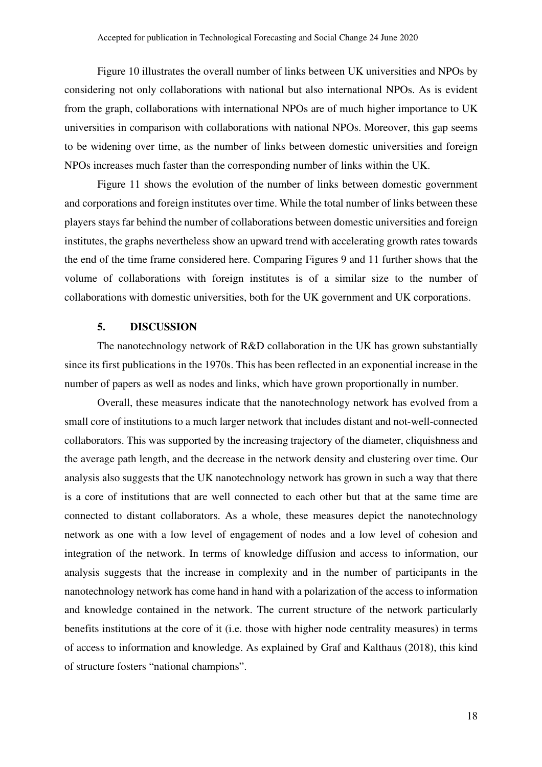Figure 10 illustrates the overall number of links between UK universities and NPOs by considering not only collaborations with national but also international NPOs. As is evident from the graph, collaborations with international NPOs are of much higher importance to UK universities in comparison with collaborations with national NPOs. Moreover, this gap seems to be widening over time, as the number of links between domestic universities and foreign NPOs increases much faster than the corresponding number of links within the UK.

Figure 11 shows the evolution of the number of links between domestic government and corporations and foreign institutes over time. While the total number of links between these players stays far behind the number of collaborations between domestic universities and foreign institutes, the graphs nevertheless show an upward trend with accelerating growth rates towards the end of the time frame considered here. Comparing Figures 9 and 11 further shows that the volume of collaborations with foreign institutes is of a similar size to the number of collaborations with domestic universities, both for the UK government and UK corporations.

## 5. DISCUSSION

The nanotechnology network of R&D collaboration in the UK has grown substantially since its first publications in the 1970s. This has been reflected in an exponential increase in the number of papers as well as nodes and links, which have grown proportionally in number.

Overall, these measures indicate that the nanotechnology network has evolved from a small core of institutions to a much larger network that includes distant and not-well-connected collaborators. This was supported by the increasing trajectory of the diameter, cliquishness and the average path length, and the decrease in the network density and clustering over time. Our analysis also suggests that the UK nanotechnology network has grown in such a way that there is a core of institutions that are well connected to each other but that at the same time are connected to distant collaborators. As a whole, these measures depict the nanotechnology network as one with a low level of engagement of nodes and a low level of cohesion and integration of the network. In terms of knowledge diffusion and access to information, our analysis suggests that the increase in complexity and in the number of participants in the nanotechnology network has come hand in hand with a polarization of the access to information and knowledge contained in the network. The current structure of the network particularly benefits institutions at the core of it (i.e. those with higher node centrality measures) in terms of access to information and knowledge. As explained by Graf and Kalthaus (2018), this kind of structure fosters "national champions".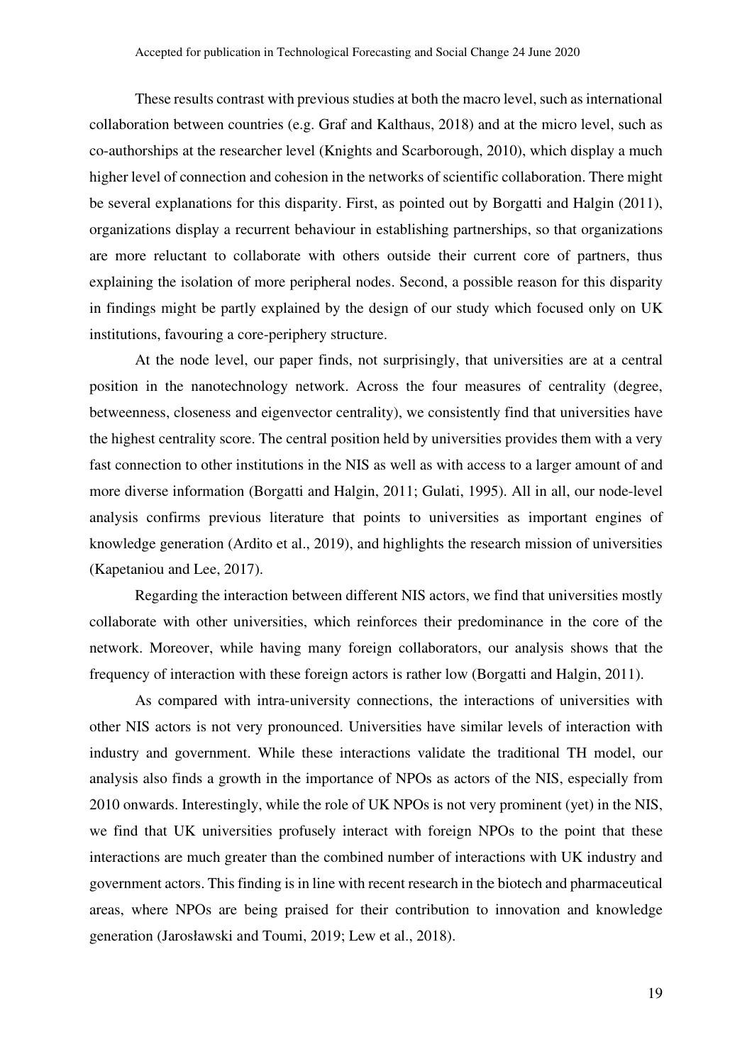These results contrast with previous studies at both the macro level, such as international collaboration between countries (e.g. Graf and Kalthaus, 2018) and at the micro level, such as co-authorships at the researcher level (Knights and Scarborough, 2010), which display a much higher level of connection and cohesion in the networks of scientific collaboration. There might be several explanations for this disparity. First, as pointed out by Borgatti and Halgin (2011), organizations display a recurrent behaviour in establishing partnerships, so that organizations are more reluctant to collaborate with others outside their current core of partners, thus explaining the isolation of more peripheral nodes. Second, a possible reason for this disparity in findings might be partly explained by the design of our study which focused only on UK institutions, favouring a core-periphery structure.

At the node level, our paper finds, not surprisingly, that universities are at a central position in the nanotechnology network. Across the four measures of centrality (degree, betweenness, closeness and eigenvector centrality), we consistently find that universities have the highest centrality score. The central position held by universities provides them with a very fast connection to other institutions in the NIS as well as with access to a larger amount of and more diverse information (Borgatti and Halgin, 2011; Gulati, 1995). All in all, our node-level analysis confirms previous literature that points to universities as important engines of knowledge generation (Ardito et al., 2019), and highlights the research mission of universities (Kapetaniou and Lee, 2017).

Regarding the interaction between different NIS actors, we find that universities mostly collaborate with other universities, which reinforces their predominance in the core of the network. Moreover, while having many foreign collaborators, our analysis shows that the frequency of interaction with these foreign actors is rather low (Borgatti and Halgin, 2011).

As compared with intra-university connections, the interactions of universities with other NIS actors is not very pronounced. Universities have similar levels of interaction with industry and government. While these interactions validate the traditional TH model, our analysis also finds a growth in the importance of NPOs as actors of the NIS, especially from 2010 onwards. Interestingly, while the role of UK NPOs is not very prominent (yet) in the NIS, we find that UK universities profusely interact with foreign NPOs to the point that these interactions are much greater than the combined number of interactions with UK industry and government actors. This finding is in line with recent research in the biotech and pharmaceutical areas, where NPOs are being praised for their contribution to innovation and knowledge generation (Jarosławski and Toumi, 2019; Lew et al., 2018).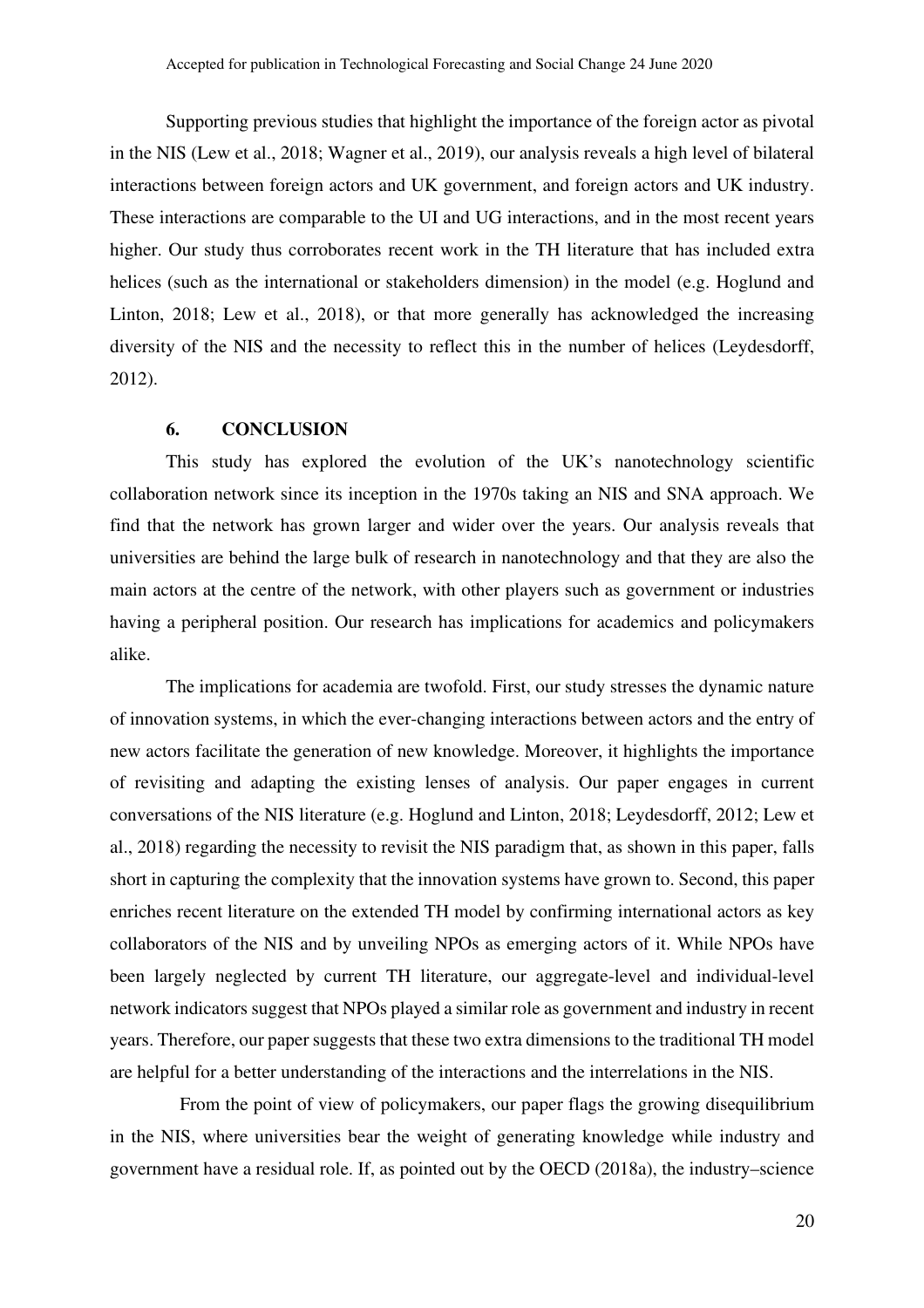Supporting previous studies that highlight the importance of the foreign actor as pivotal in the NIS (Lew et al., 2018; Wagner et al., 2019), our analysis reveals a high level of bilateral interactions between foreign actors and UK government, and foreign actors and UK industry. These interactions are comparable to the UI and UG interactions, and in the most recent years higher. Our study thus corroborates recent work in the TH literature that has included extra helices (such as the international or stakeholders dimension) in the model (e.g. Hoglund and Linton, 2018; Lew et al., 2018), or that more generally has acknowledged the increasing diversity of the NIS and the necessity to reflect this in the number of helices (Leydesdorff, 2012).

## 6. CONCLUSION

This study has explored the evolution of the UK's nanotechnology scientific collaboration network since its inception in the 1970s taking an NIS and SNA approach. We find that the network has grown larger and wider over the years. Our analysis reveals that universities are behind the large bulk of research in nanotechnology and that they are also the main actors at the centre of the network, with other players such as government or industries having a peripheral position. Our research has implications for academics and policymakers alike.

The implications for academia are twofold. First, our study stresses the dynamic nature of innovation systems, in which the ever-changing interactions between actors and the entry of new actors facilitate the generation of new knowledge. Moreover, it highlights the importance of revisiting and adapting the existing lenses of analysis. Our paper engages in current conversations of the NIS literature (e.g. Hoglund and Linton, 2018; Leydesdorff, 2012; Lew et al., 2018) regarding the necessity to revisit the NIS paradigm that, as shown in this paper, falls short in capturing the complexity that the innovation systems have grown to. Second, this paper enriches recent literature on the extended TH model by confirming international actors as key collaborators of the NIS and by unveiling NPOs as emerging actors of it. While NPOs have been largely neglected by current TH literature, our aggregate-level and individual-level network indicators suggest that NPOs played a similar role as government and industry in recent years. Therefore, our paper suggests that these two extra dimensions to the traditional TH model are helpful for a better understanding of the interactions and the interrelations in the NIS.

From the point of view of policymakers, our paper flags the growing disequilibrium in the NIS, where universities bear the weight of generating knowledge while industry and government have a residual role. If, as pointed out by the OECD (2018a), the industry–science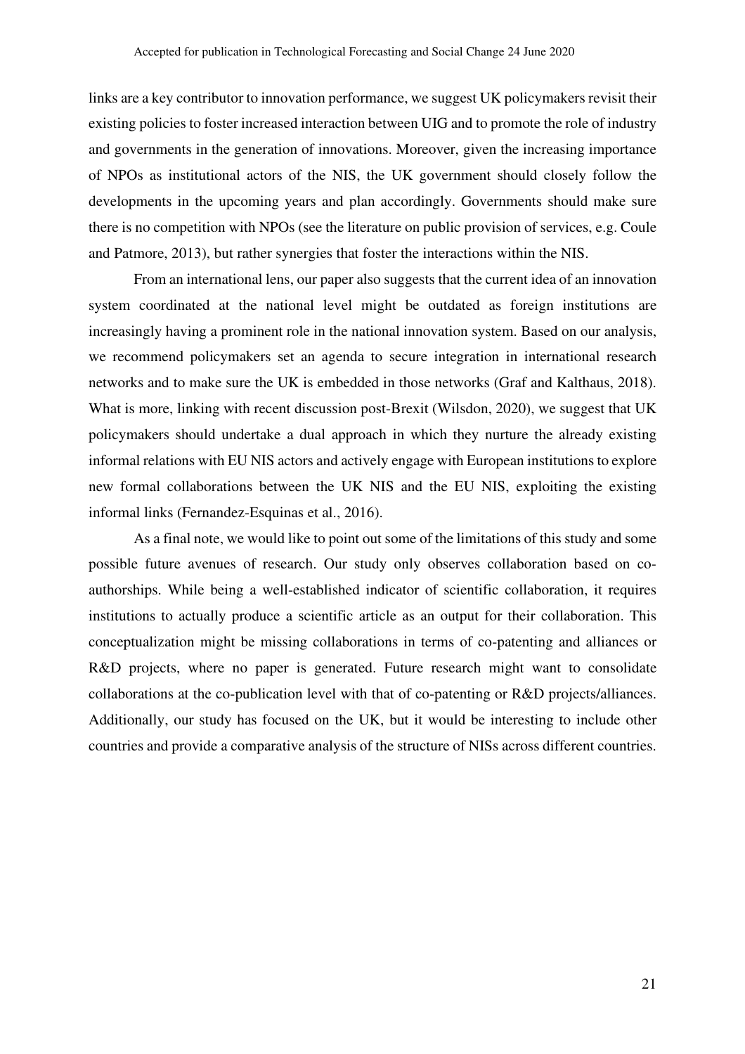links are a key contributor to innovation performance, we suggest UK policymakers revisit their existing policies to foster increased interaction between UIG and to promote the role of industry and governments in the generation of innovations. Moreover, given the increasing importance of NPOs as institutional actors of the NIS, the UK government should closely follow the developments in the upcoming years and plan accordingly. Governments should make sure there is no competition with NPOs (see the literature on public provision of services, e.g. Coule and Patmore, 2013), but rather synergies that foster the interactions within the NIS.

From an international lens, our paper also suggests that the current idea of an innovation system coordinated at the national level might be outdated as foreign institutions are increasingly having a prominent role in the national innovation system. Based on our analysis, we recommend policymakers set an agenda to secure integration in international research networks and to make sure the UK is embedded in those networks (Graf and Kalthaus, 2018). What is more, linking with recent discussion post-Brexit (Wilsdon, 2020), we suggest that UK policymakers should undertake a dual approach in which they nurture the already existing informal relations with EU NIS actors and actively engage with European institutions to explore new formal collaborations between the UK NIS and the EU NIS, exploiting the existing informal links (Fernandez-Esquinas et al., 2016).

As a final note, we would like to point out some of the limitations of this study and some possible future avenues of research. Our study only observes collaboration based on co-authorships. While being a well-established indicator of scientific collaboration, it requires institutions to actually produce a scientific article as an output for their collaboration. This conceptualization might be missing collaborations in terms of co-patenting and alliances or R&D projects, where no paper is generated. Future research might want to consolidate collaborations at the co-publication level with that of co-patenting or R&D projects/alliances. Additionally, our study has focused on the UK, but it would be interesting to include other countries and provide a comparative analysis of the structure of NISs across different countries.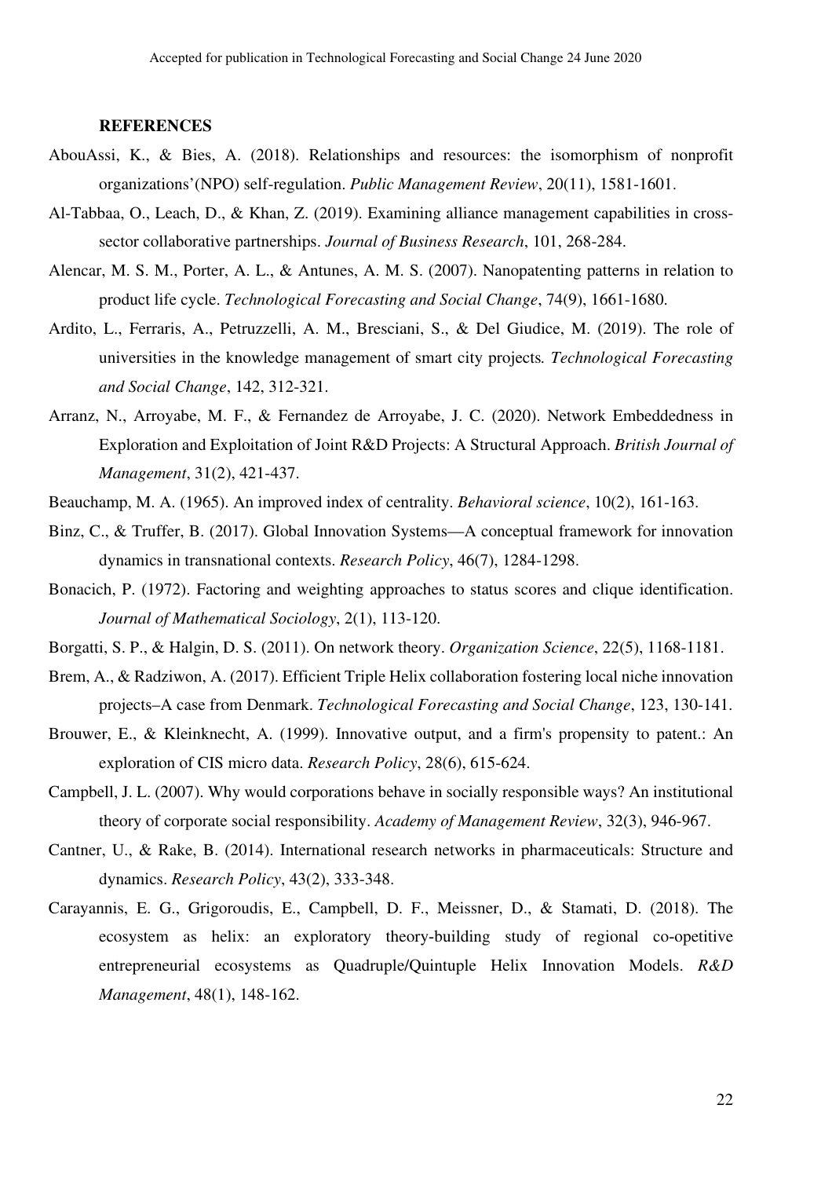**REFERENCES**

AbouAssi, K., & Bies, A. (2018). Relationships and resources: the isomorphism of nonprofit organizations'(NPO) self-regulation. *Public Management Review*, 20(11), 1581-1601.

Al-Tabbaa, O., Leach, D., & Khan, Z. (2019). Examining alliance management capabilities in cross-sector collaborative partnerships. *Journal of Business Research*, 101, 268-284.

Alencar, M. S. M., Porter, A. L., & Antunes, A. M. S. (2007). Nanopatenting patterns in relation to product life cycle. *Technological Forecasting and Social Change*, 74(9), 1661-1680.

Ardito, L., Ferraris, A., Petruzzelli, A. M., Bresciani, S., & Del Giudice, M. (2019). The role of universities in the knowledge management of smart city projects*. Technological Forecasting and Social Change*, 142, 312-321.

Arranz, N., Arroyabe, M. F., & Fernandez de Arroyabe, J. C. (2020). Network Embeddedness in Exploration and Exploitation of Joint R&D Projects: A Structural Approach. *British Journal of Management*, 31(2), 421-437.

Beauchamp, M. A. (1965). An improved index of centrality. *Behavioral science*, 10(2), 161-163.

Binz, C., & Truffer, B. (2017). Global Innovation Systems—A conceptual framework for innovation dynamics in transnational contexts. *Research Policy*, 46(7), 1284-1298.

Bonacich, P. (1972). Factoring and weighting approaches to status scores and clique identification. *Journal of Mathematical Sociology*, 2(1), 113-120.

Borgatti, S. P., & Halgin, D. S. (2011). On network theory. *Organization Science*, 22(5), 1168-1181.

Brem, A., & Radziwon, A. (2017). Efficient Triple Helix collaboration fostering local niche innovation projects–A case from Denmark. *Technological Forecasting and Social Change*, 123, 130-141.

Brouwer, E., & Kleinknecht, A. (1999). Innovative output, and a firm's propensity to patent.: An exploration of CIS micro data. *Research Policy*, 28(6), 615-624.

Campbell, J. L. (2007). Why would corporations behave in socially responsible ways? An institutional theory of corporate social responsibility. *Academy of Management Review*, 32(3), 946-967.

Cantner, U., & Rake, B. (2014). International research networks in pharmaceuticals: Structure and dynamics. *Research Policy*, 43(2), 333-348.

Carayannis, E. G., Grigoroudis, E., Campbell, D. F., Meissner, D., & Stamati, D. (2018). The ecosystem as helix: an exploratory theory-building study of regional co-opetitive entrepreneurial ecosystems as Quadruple/Quintuple Helix Innovation Models. *R&D Management*, 48(1), 148-162.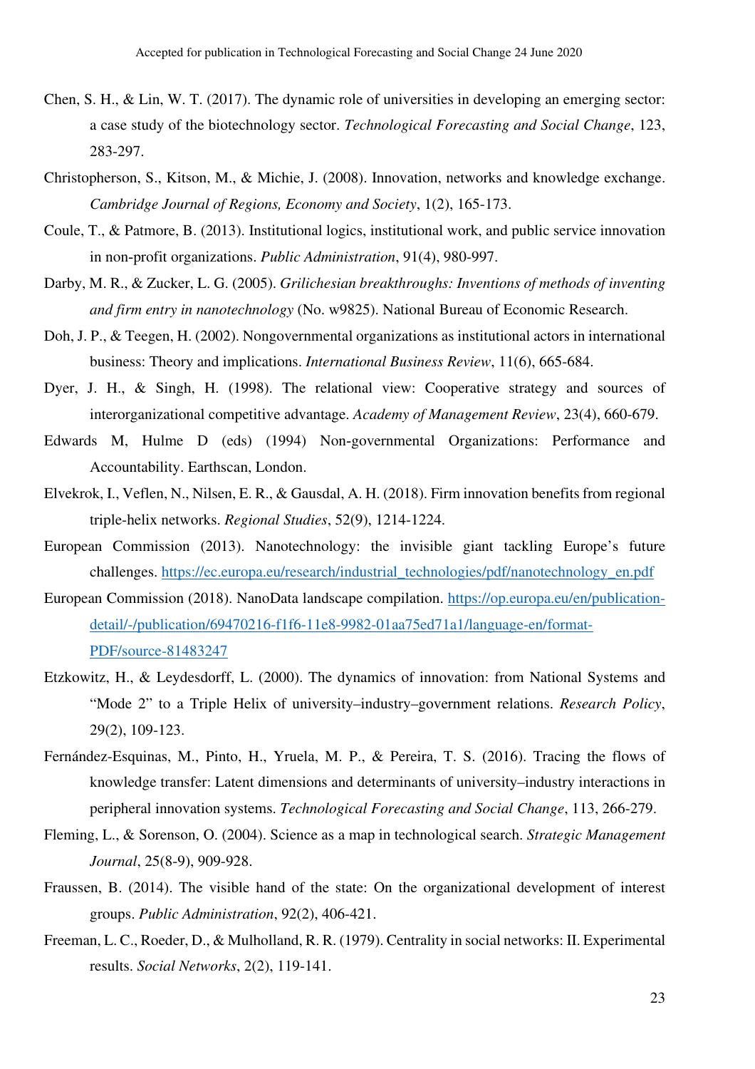Chen, S. H., & Lin, W. T. (2017). The dynamic role of universities in developing an emerging sector: a case study of the biotechnology sector. *Technological Forecasting and Social Change*, 123, 283-297.

Christopherson, S., Kitson, M., & Michie, J. (2008). Innovation, networks and knowledge exchange. *Cambridge Journal of Regions, Economy and Society*, 1(2), 165-173.

Coule, T., & Patmore, B. (2013). Institutional logics, institutional work, and public service innovation in non‐profit organizations. *Public Administration*, 91(4), 980-997.

Darby, M. R., & Zucker, L. G. (2005). *Grilichesian breakthroughs: Inventions of methods of inventing and firm entry in nanotechnology* (No. w9825). National Bureau of Economic Research.

Doh, J. P., & Teegen, H. (2002). Nongovernmental organizations as institutional actors in international business: Theory and implications. *International Business Review*, 11(6), 665-684.

Dyer, J. H., & Singh, H. (1998). The relational view: Cooperative strategy and sources of interorganizational competitive advantage. *Academy of Management Review*, 23(4), 660-679.

Edwards M, Hulme D (eds) (1994) Non-governmental Organizations: Performance and Accountability. Earthscan, London.

Elvekrok, I., Veflen, N., Nilsen, E. R., & Gausdal, A. H. (2018). Firm innovation benefits from regional triple-helix networks. *Regional Studies*, 52(9), 1214-1224.

European Commission (2013). Nanotechnology: the invisible giant tackling Europe's future challenges. https://ec.europa.eu/research/industrial_technologies/pdf/nanotechnology_en.pdf

European Commission (2018). NanoData landscape compilation. https://op.europa.eu/en/publication-detail/-/publication/69470216-f1f6-11e8-9982-01aa75ed71a1/language-en/format-PDF/source-81483247

Etzkowitz, H., & Leydesdorff, L. (2000). The dynamics of innovation: from National Systems and "Mode 2" to a Triple Helix of university–industry–government relations. *Research Policy*, 29(2), 109-123.

Fernández-Esquinas, M., Pinto, H., Yruela, M. P., & Pereira, T. S. (2016). Tracing the flows of knowledge transfer: Latent dimensions and determinants of university–industry interactions in peripheral innovation systems. *Technological Forecasting and Social Change*, 113, 266-279.

Fleming, L., & Sorenson, O. (2004). Science as a map in technological search. *Strategic Management Journal*, 25(8‐9), 909-928.

Fraussen, B. (2014). The visible hand of the state: On the organizational development of interest groups. *Public Administration*, 92(2), 406-421.

Freeman, L. C., Roeder, D., & Mulholland, R. R. (1979). Centrality in social networks: II. Experimental results. *Social Networks*, 2(2), 119-141.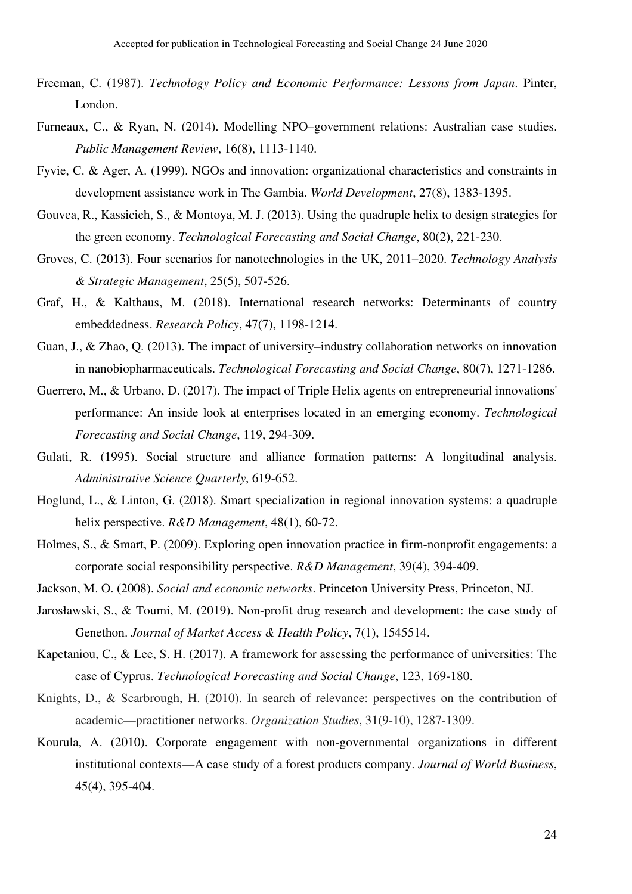Freeman, C. (1987). *Technology Policy and Economic Performance: Lessons from Japan*. Pinter, London.

Furneaux, C., & Ryan, N. (2014). Modelling NPO–government relations: Australian case studies. *Public Management Review*, 16(8), 1113-1140.

Fyvie, C. & Ager, A. (1999). NGOs and innovation: organizational characteristics and constraints in development assistance work in The Gambia. *World Development*, 27(8), 1383-1395.

Gouvea, R., Kassicieh, S., & Montoya, M. J. (2013). Using the quadruple helix to design strategies for the green economy. *Technological Forecasting and Social Change*, 80(2), 221-230.

Groves, C. (2013). Four scenarios for nanotechnologies in the UK, 2011–2020. *Technology Analysis & Strategic Management*, 25(5), 507-526.

Graf, H., & Kalthaus, M. (2018). International research networks: Determinants of country embeddedness. *Research Policy*, 47(7), 1198-1214.

Guan, J., & Zhao, Q. (2013). The impact of university–industry collaboration networks on innovation in nanobiopharmaceuticals. *Technological Forecasting and Social Change*, 80(7), 1271-1286.

Guerrero, M., & Urbano, D. (2017). The impact of Triple Helix agents on entrepreneurial innovations' performance: An inside look at enterprises located in an emerging economy. *Technological Forecasting and Social Change*, 119, 294-309.

Gulati, R. (1995). Social structure and alliance formation patterns: A longitudinal analysis. *Administrative Science Quarterly*, 619-652.

Hoglund, L., & Linton, G. (2018). Smart specialization in regional innovation systems: a quadruple helix perspective. *R&D Management*, 48(1), 60-72.

Holmes, S., & Smart, P. (2009). Exploring open innovation practice in firm-nonprofit engagements: a corporate social responsibility perspective. *R&D Management*, 39(4), 394-409.

Jackson, M. O. (2008). *Social and economic networks*. Princeton University Press, Princeton, NJ.

Jarosławski, S., & Toumi, M. (2019). Non-profit drug research and development: the case study of Genethon. *Journal of Market Access & Health Policy*, 7(1), 1545514.

Kapetaniou, C., & Lee, S. H. (2017). A framework for assessing the performance of universities: The case of Cyprus. *Technological Forecasting and Social Change*, 123, 169-180.

Knights, D., & Scarbrough, H. (2010). In search of relevance: perspectives on the contribution of academic—practitioner networks. *Organization Studies*, 31(9-10), 1287-1309.

Kourula, A. (2010). Corporate engagement with non-governmental organizations in different institutional contexts—A case study of a forest products company. *Journal of World Business*, 45(4), 395-404.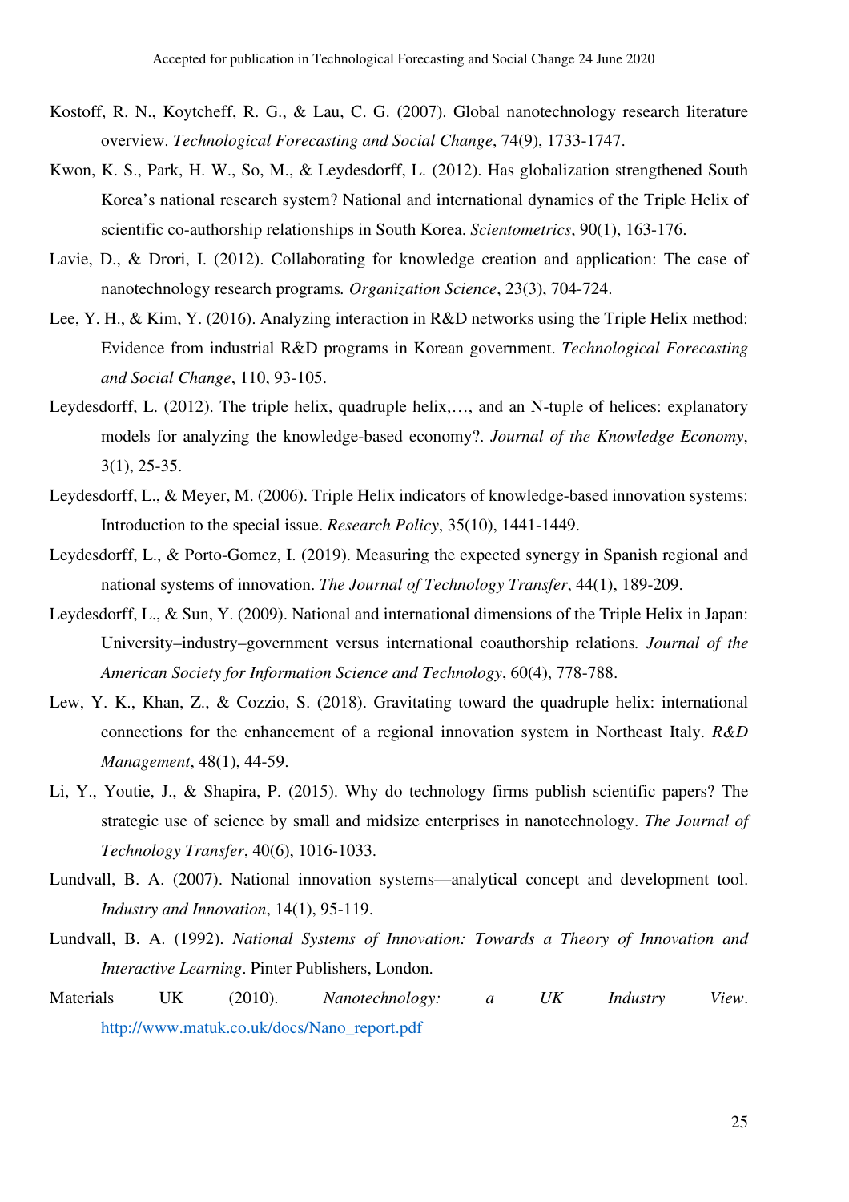Kostoff, R. N., Koytcheff, R. G., & Lau, C. G. (2007). Global nanotechnology research literature overview. *Technological Forecasting and Social Change*, 74(9), 1733-1747.

Kwon, K. S., Park, H. W., So, M., & Leydesdorff, L. (2012). Has globalization strengthened South Korea's national research system? National and international dynamics of the Triple Helix of scientific co-authorship relationships in South Korea. *Scientometrics*, 90(1), 163-176.

Lavie, D., & Drori, I. (2012). Collaborating for knowledge creation and application: The case of nanotechnology research programs. *Organization Science*, 23(3), 704-724.

Lee, Y. H., & Kim, Y. (2016). Analyzing interaction in R&D networks using the Triple Helix method: Evidence from industrial R&D programs in Korean government. *Technological Forecasting and Social Change*, 110, 93-105.

Leydesdorff, L. (2012). The triple helix, quadruple helix,…, and an N-tuple of helices: explanatory models for analyzing the knowledge-based economy?. *Journal of the Knowledge Economy*, 3(1), 25-35.

Leydesdorff, L., & Meyer, M. (2006). Triple Helix indicators of knowledge-based innovation systems: Introduction to the special issue. *Research Policy*, 35(10), 1441-1449.

Leydesdorff, L., & Porto-Gomez, I. (2019). Measuring the expected synergy in Spanish regional and national systems of innovation. *The Journal of Technology Transfer*, 44(1), 189-209.

Leydesdorff, L., & Sun, Y. (2009). National and international dimensions of the Triple Helix in Japan: University–industry–government versus international coauthorship relations. *Journal of the American Society for Information Science and Technology*, 60(4), 778-788.

Lew, Y. K., Khan, Z., & Cozzio, S. (2018). Gravitating toward the quadruple helix: international connections for the enhancement of a regional innovation system in Northeast Italy. *R&D Management*, 48(1), 44-59.

Li, Y., Youtie, J., & Shapira, P. (2015). Why do technology firms publish scientific papers? The strategic use of science by small and midsize enterprises in nanotechnology. *The Journal of Technology Transfer*, 40(6), 1016-1033.

Lundvall, B. A. (2007). National innovation systems—analytical concept and development tool. *Industry and Innovation*, 14(1), 95-119.

Lundvall, B. A. (1992). *National Systems of Innovation: Towards a Theory of Innovation and Interactive Learning*. Pinter Publishers, London.

Materials UK (2010). *Nanotechnology: a UK Industry View*. http://www.matuk.co.uk/docs/Nano_report.pdf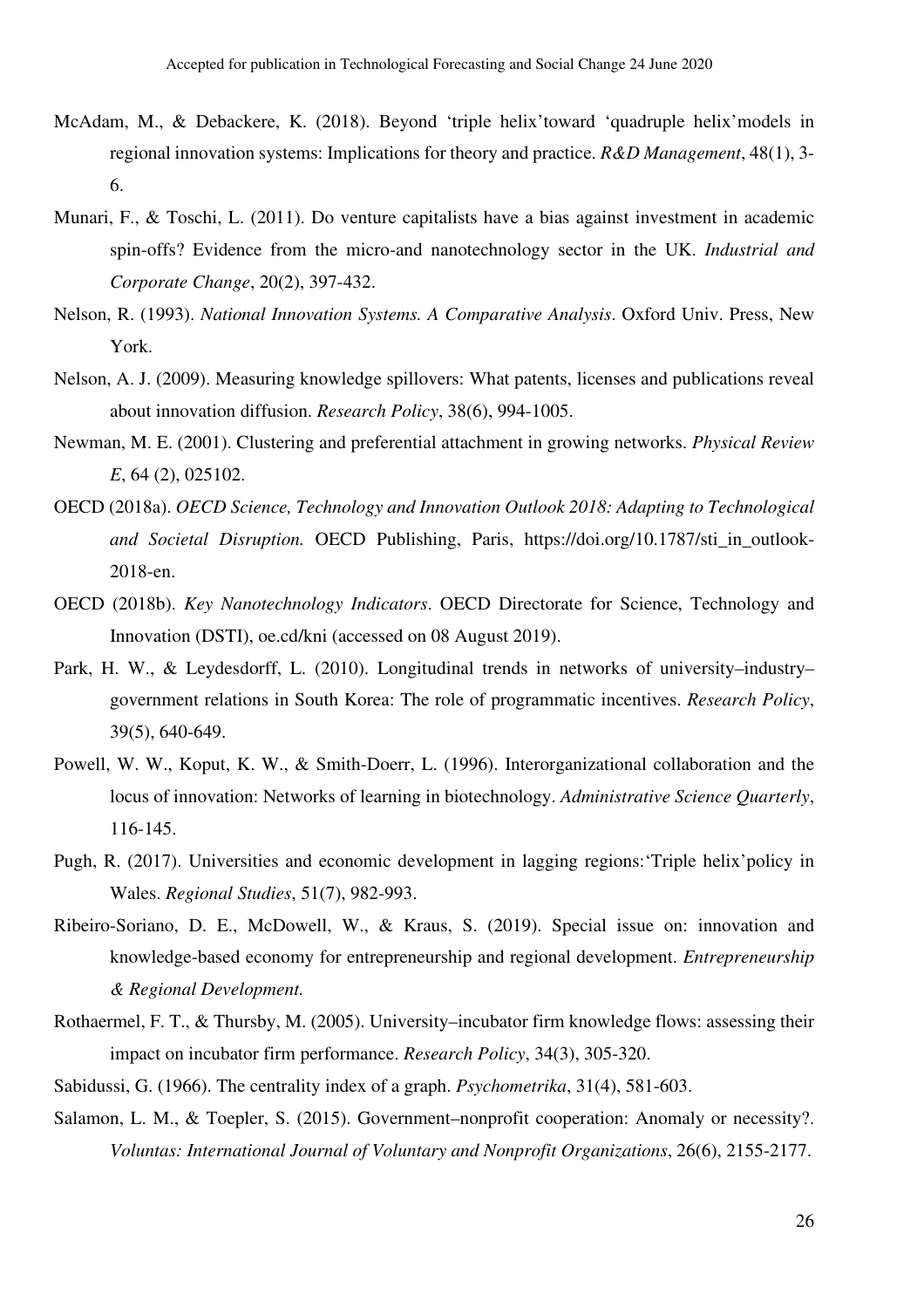McAdam, M., & Debackere, K. (2018). Beyond 'triple helix'toward 'quadruple helix'models in regional innovation systems: Implications for theory and practice. *R&D Management*, 48(1), 3-6.

Munari, F., & Toschi, L. (2011). Do venture capitalists have a bias against investment in academic spin-offs? Evidence from the micro-and nanotechnology sector in the UK. *Industrial and Corporate Change*, 20(2), 397-432.

Nelson, R. (1993). *National Innovation Systems. A Comparative Analysis*. Oxford Univ. Press, New York.

Nelson, A. J. (2009). Measuring knowledge spillovers: What patents, licenses and publications reveal about innovation diffusion. *Research Policy*, 38(6), 994-1005.

Newman, M. E. (2001). Clustering and preferential attachment in growing networks. *Physical Review E*, 64 (2), 025102.

OECD (2018a). *OECD Science, Technology and Innovation Outlook 2018: Adapting to Technological and Societal Disruption.* OECD Publishing, Paris, https://doi.org/10.1787/sti_in_outlook-2018-en.

OECD (2018b). *Key Nanotechnology Indicators*. OECD Directorate for Science, Technology and Innovation (DSTI), oe.cd/kni (accessed on 08 August 2019).

Park, H. W., & Leydesdorff, L. (2010). Longitudinal trends in networks of university–industry–government relations in South Korea: The role of programmatic incentives. *Research Policy*, 39(5), 640-649.

Powell, W. W., Koput, K. W., & Smith-Doerr, L. (1996). Interorganizational collaboration and the locus of innovation: Networks of learning in biotechnology. *Administrative Science Quarterly*, 116-145.

Pugh, R. (2017). Universities and economic development in lagging regions:'Triple helix'policy in Wales. *Regional Studies*, 51(7), 982-993.

Ribeiro-Soriano, D. E., McDowell, W., & Kraus, S. (2019). Special issue on: innovation and knowledge-based economy for entrepreneurship and regional development. *Entrepreneurship & Regional Development.*

Rothaermel, F. T., & Thursby, M. (2005). University–incubator firm knowledge flows: assessing their impact on incubator firm performance. *Research Policy*, 34(3), 305-320.

Sabidussi, G. (1966). The centrality index of a graph. *Psychometrika*, 31(4), 581-603.

Salamon, L. M., & Toepler, S. (2015). Government–nonprofit cooperation: Anomaly or necessity?. *Voluntas: International Journal of Voluntary and Nonprofit Organizations*, 26(6), 2155-2177.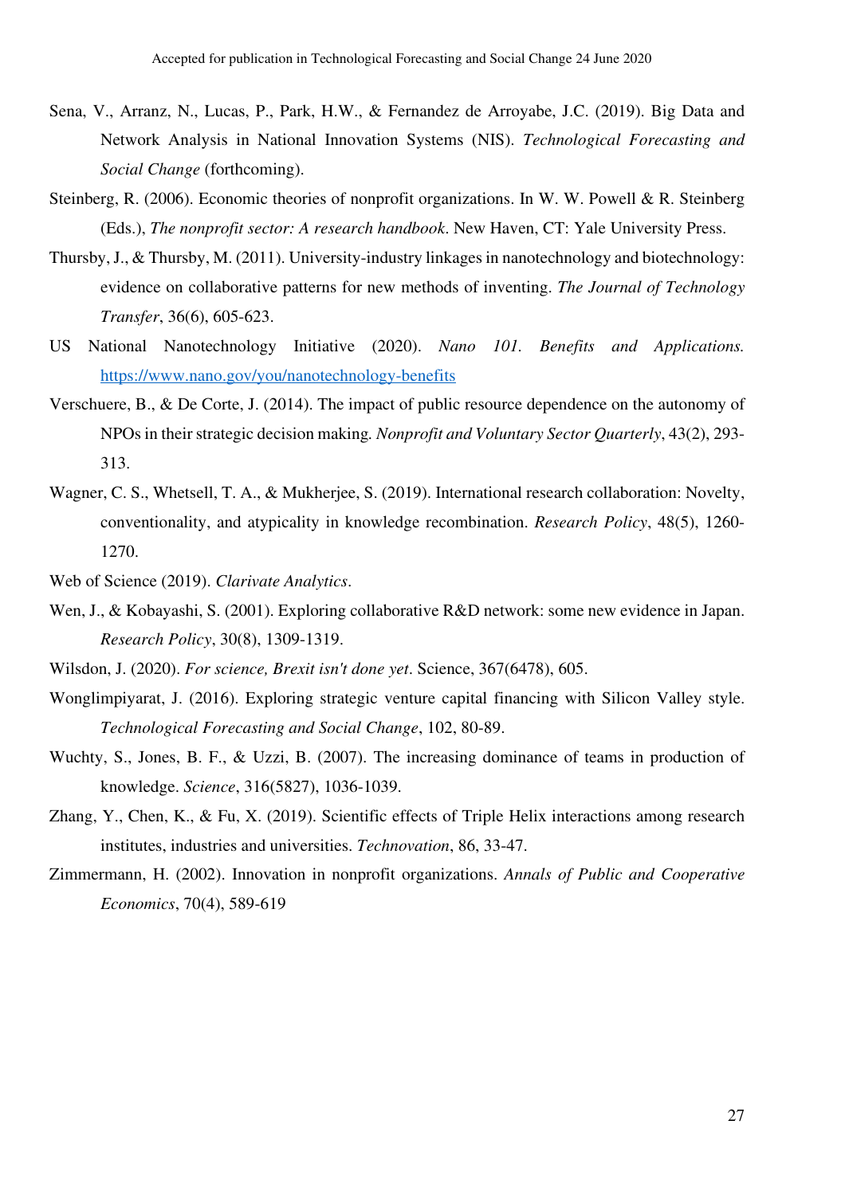Sena, V., Arranz, N., Lucas, P., Park, H.W., & Fernandez de Arroyabe, J.C. (2019). Big Data and Network Analysis in National Innovation Systems (NIS). *Technological Forecasting and Social Change* (forthcoming).

Steinberg, R. (2006). Economic theories of nonprofit organizations. In W. W. Powell & R. Steinberg (Eds.), *The nonprofit sector: A research handbook*. New Haven, CT: Yale University Press.

Thursby, J., & Thursby, M. (2011). University-industry linkages in nanotechnology and biotechnology: evidence on collaborative patterns for new methods of inventing. *The Journal of Technology Transfer*, 36(6), 605-623.

US National Nanotechnology Initiative (2020). *Nano 101. Benefits and Applications.* https://www.nano.gov/you/nanotechnology-benefits

Verschuere, B., & De Corte, J. (2014). The impact of public resource dependence on the autonomy of NPOs in their strategic decision making. *Nonprofit and Voluntary Sector Quarterly*, 43(2), 293-313.

Wagner, C. S., Whetsell, T. A., & Mukherjee, S. (2019). International research collaboration: Novelty, conventionality, and atypicality in knowledge recombination. *Research Policy*, 48(5), 1260-1270.

Web of Science (2019). *Clarivate Analytics*.

Wen, J., & Kobayashi, S. (2001). Exploring collaborative R&D network: some new evidence in Japan. *Research Policy*, 30(8), 1309-1319.

Wilsdon, J. (2020). *For science, Brexit isn't done yet*. Science, 367(6478), 605.

Wonglimpiyarat, J. (2016). Exploring strategic venture capital financing with Silicon Valley style. *Technological Forecasting and Social Change*, 102, 80-89.

Wuchty, S., Jones, B. F., & Uzzi, B. (2007). The increasing dominance of teams in production of knowledge. *Science*, 316(5827), 1036-1039.

Zhang, Y., Chen, K., & Fu, X. (2019). Scientific effects of Triple Helix interactions among research institutes, industries and universities. *Technovation*, 86, 33-47.

Zimmermann, H. (2002). Innovation in nonprofit organizations. *Annals of Public and Cooperative Economics*, 70(4), 589-619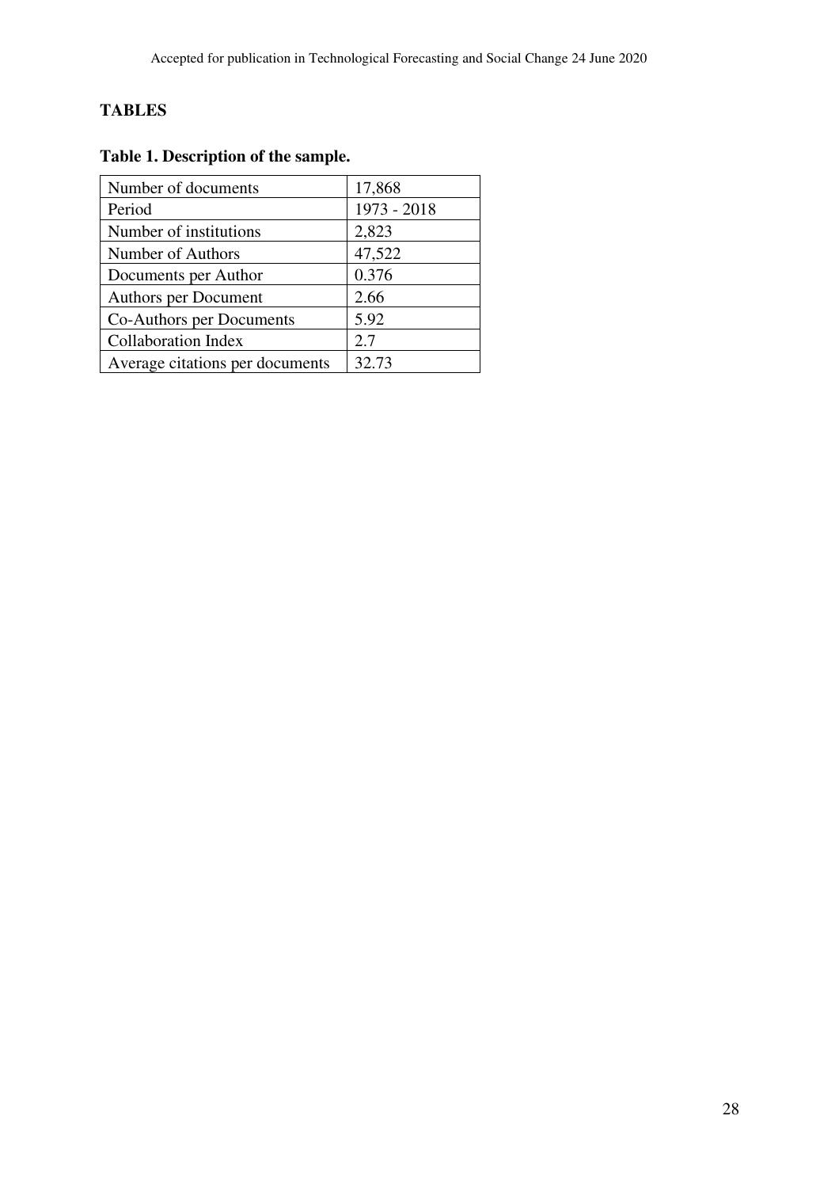## TABLES

**Table 1. Description of the sample.**

| | |
|---|---|
| Number of documents | 17,868 |
| Period | 1973 - 2018 |
| Number of institutions | 2,823 |
| Number of Authors | 47,522 |
| Documents per Author | 0.376 |
| Authors per Document | 2.66 |
| Co-Authors per Documents | 5.92 |
| Collaboration Index | 2.7 |
| Average citations per documents | 32.73 |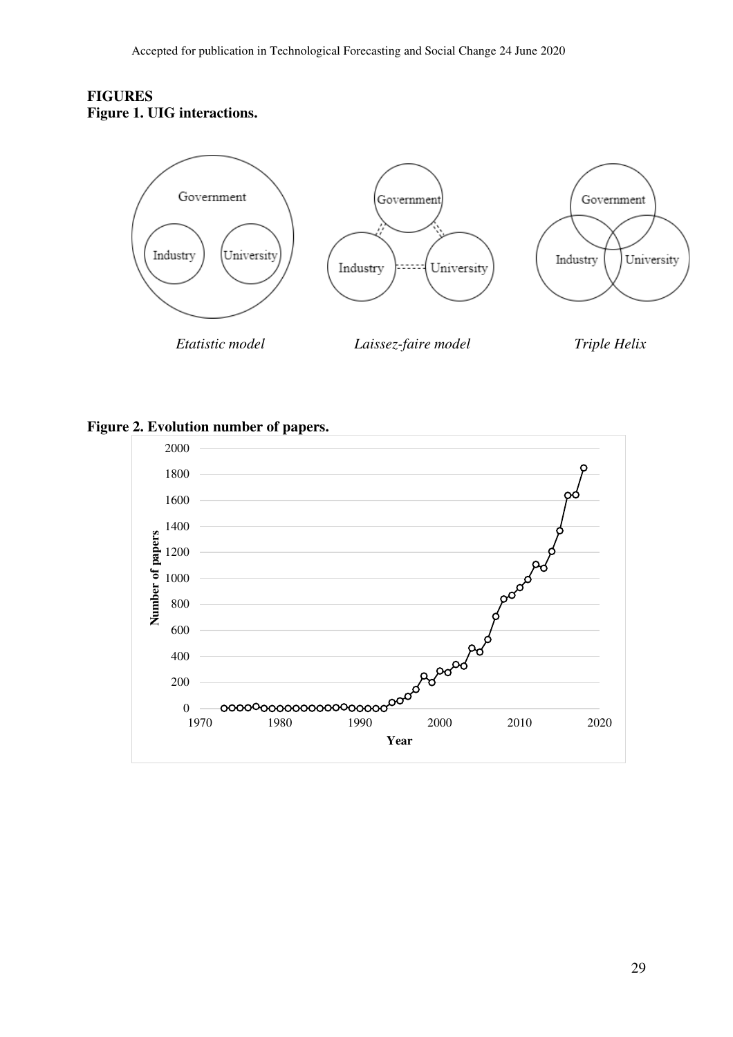**FIGURES**

**Figure 1. UIG interactions.**

*Etatistic model* *Laissez-faire model* *Triple Helix*

**Figure 2. Evolution number of papers.**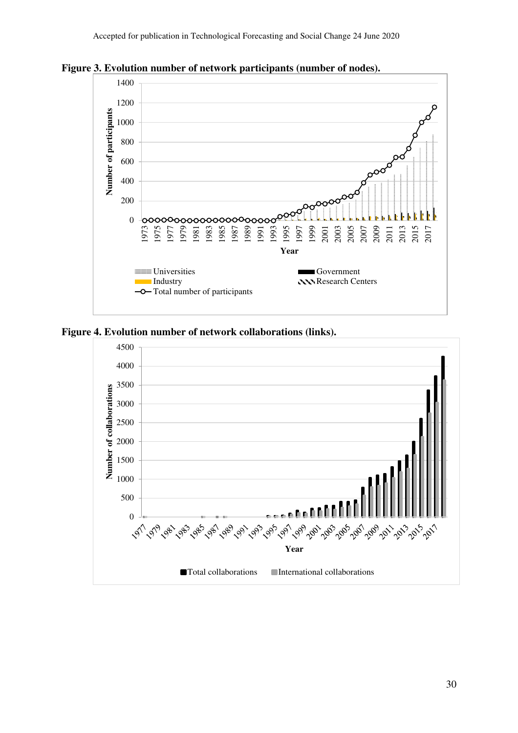**Figure 3. Evolution number of network participants (number of nodes).**

**Figure 4. Evolution number of network collaborations (links).**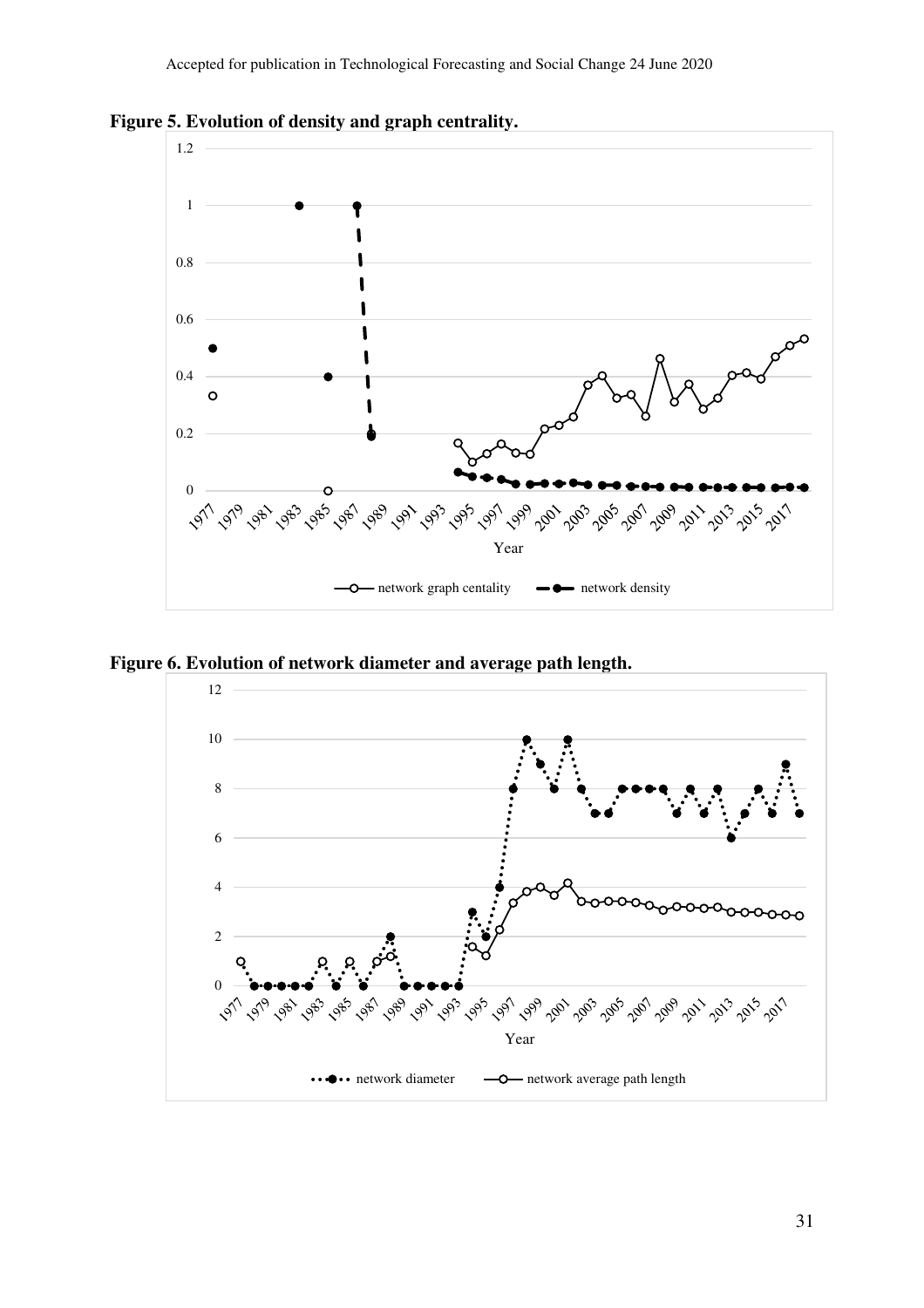**Figure 5. Evolution of density and graph centrality.**

**Figure 6. Evolution of network diameter and average path length.**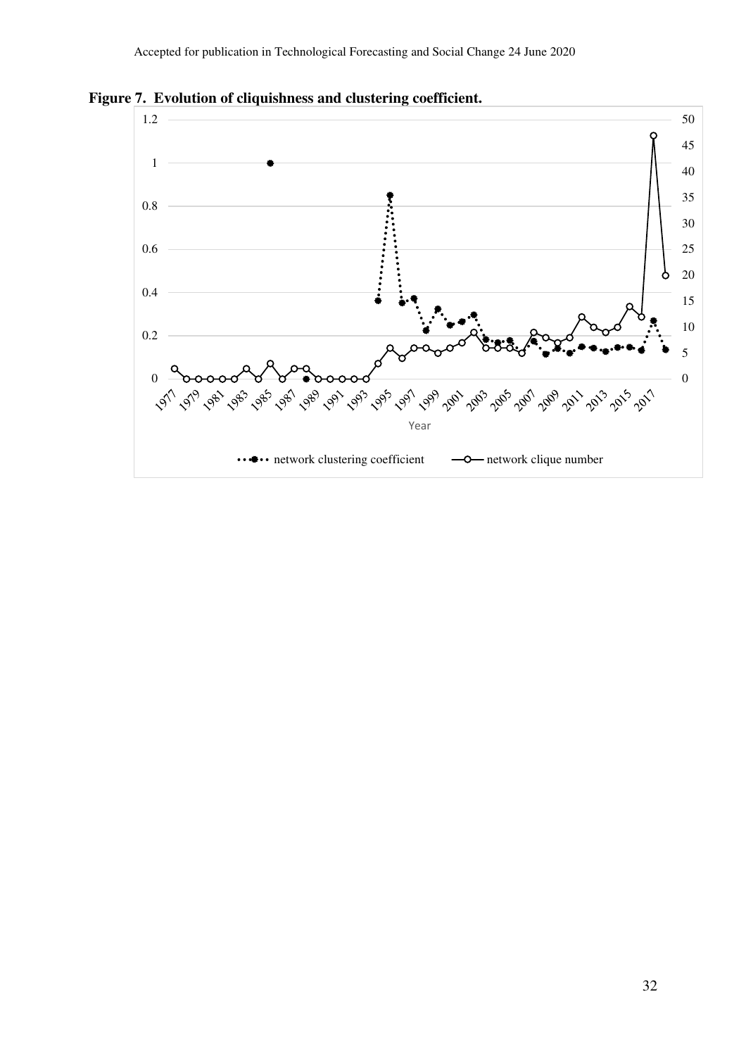**Figure 7. Evolution of cliquishness and clustering coefficient.**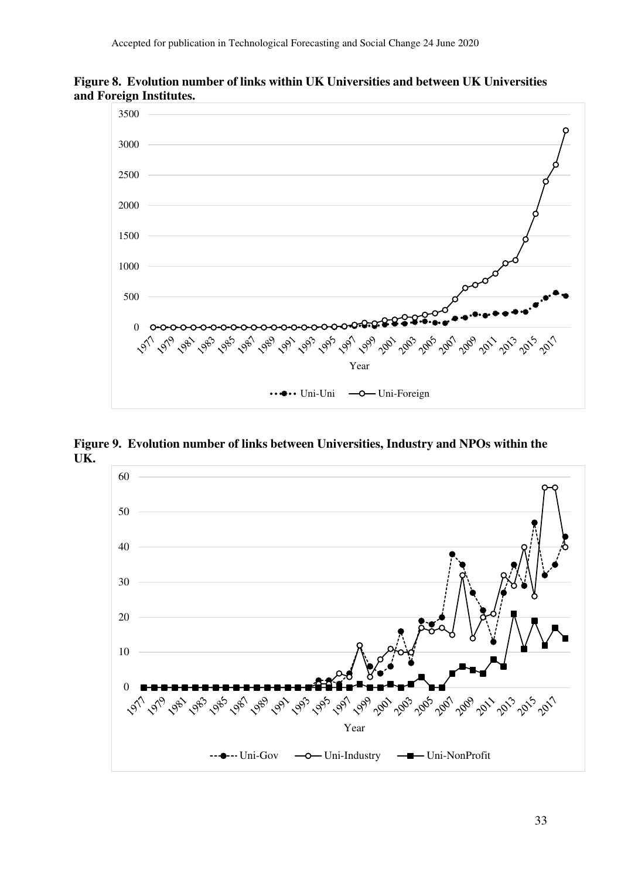**Figure 8. Evolution number of links within UK Universities and between UK Universities and Foreign Institutes.**

**Figure 9. Evolution number of links between Universities, Industry and NPOs within the UK.**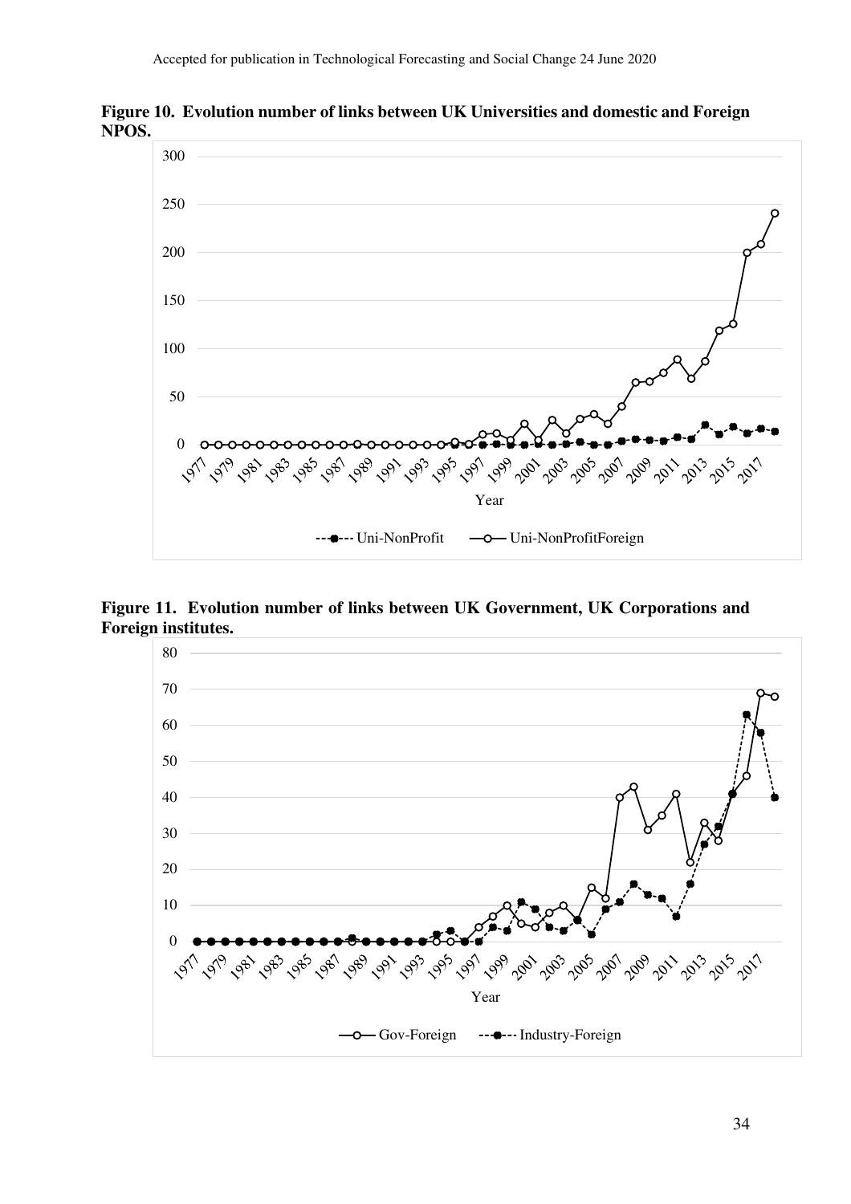**Figure 10. Evolution number of links between UK Universities and domestic and Foreign NPOS.**

**Figure 11. Evolution number of links between UK Government, UK Corporations and Foreign institutes.**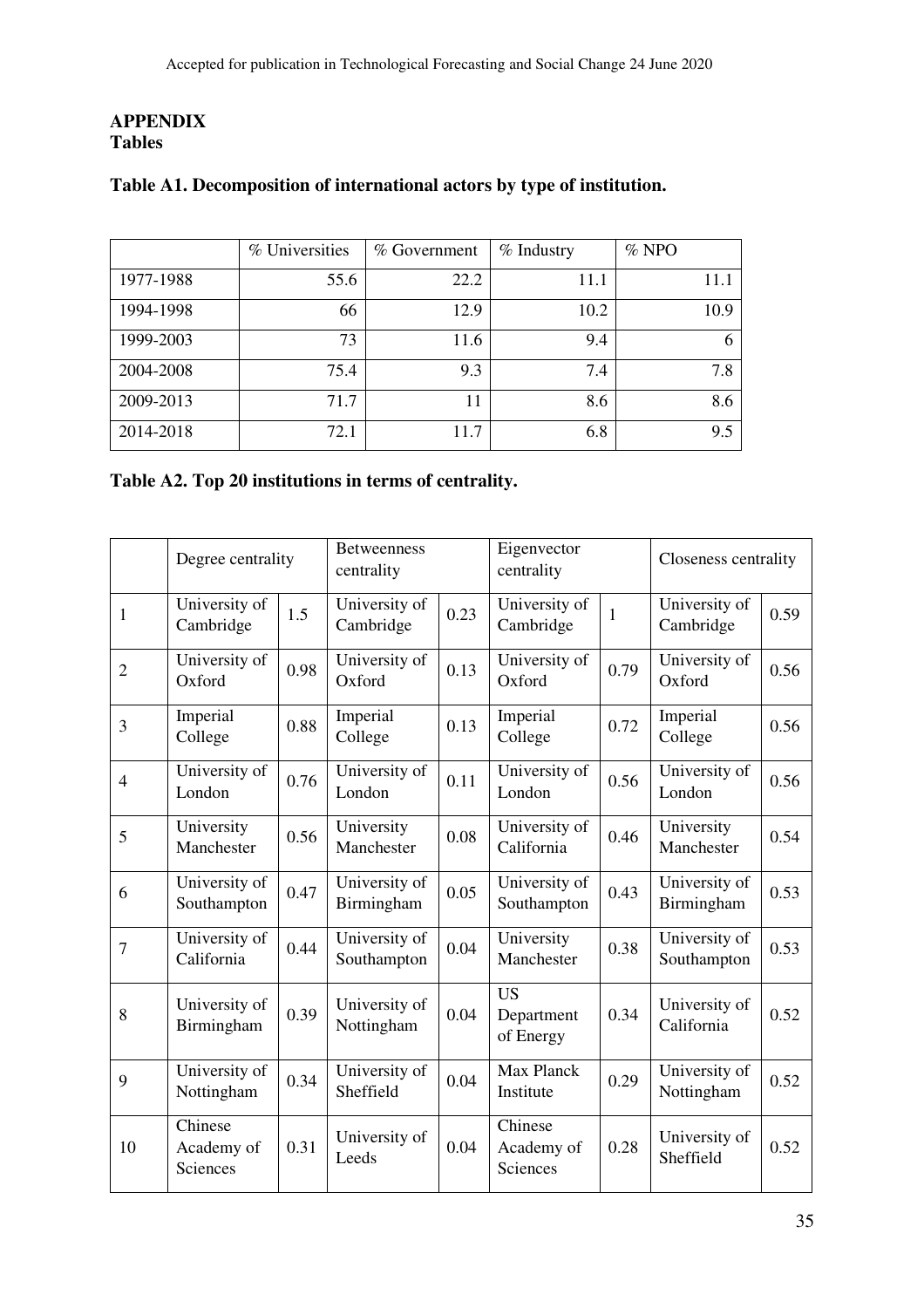# APPENDIX

## Tables

### Table A1. Decomposition of international actors by type of institution.

| | % Universities | % Government | % Industry | % NPO |
|---|---|---|---|---|
| 1977-1988 | 55.6 | 22.2 | 11.1 | 11.1 |
| 1994-1998 | 66 | 12.9 | 10.2 | 10.9 |
| 1999-2003 | 73 | 11.6 | 9.4 | 6 |
| 2004-2008 | 75.4 | 9.3 | 7.4 | 7.8 |
| 2009-2013 | 71.7 | 11 | 8.6 | 8.6 |
| 2014-2018 | 72.1 | 11.7 | 6.8 | 9.5 |

### Table A2. Top 20 institutions in terms of centrality.

| | Degree centrality | | Betweenness centrality | | Eigenvector centrality | | Closeness centrality | |
|---|---|---|---|---|---|---|---|---|
| 1 | University of Cambridge | 1.5 | University of Cambridge | 0.23 | University of Cambridge | 1 | University of Cambridge | 0.59 |
| 2 | University of Oxford | 0.98 | University of Oxford | 0.13 | University of Oxford | 0.79 | University of Oxford | 0.56 |
| 3 | Imperial College | 0.88 | Imperial College | 0.13 | Imperial College | 0.72 | Imperial College | 0.56 |
| 4 | University of London | 0.76 | University of London | 0.11 | University of London | 0.56 | University of London | 0.56 |
| 5 | University Manchester | 0.56 | University Manchester | 0.08 | University of California | 0.46 | University Manchester | 0.54 |
| 6 | University of Southampton | 0.47 | University of Birmingham | 0.05 | University of Southampton | 0.43 | University of Birmingham | 0.53 |
| 7 | University of California | 0.44 | University of Southampton | 0.04 | University Manchester | 0.38 | University of Southampton | 0.53 |
| 8 | University of Birmingham | 0.39 | University of Nottingham | 0.04 | US Department of Energy | 0.34 | University of California | 0.52 |
| 9 | University of Nottingham | 0.34 | University of Sheffield | 0.04 | Max Planck Institute | 0.29 | University of Nottingham | 0.52 |
| 10 | Chinese Academy of Sciences | 0.31 | University of Leeds | 0.04 | Chinese Academy of Sciences | 0.28 | University of Sheffield | 0.52 |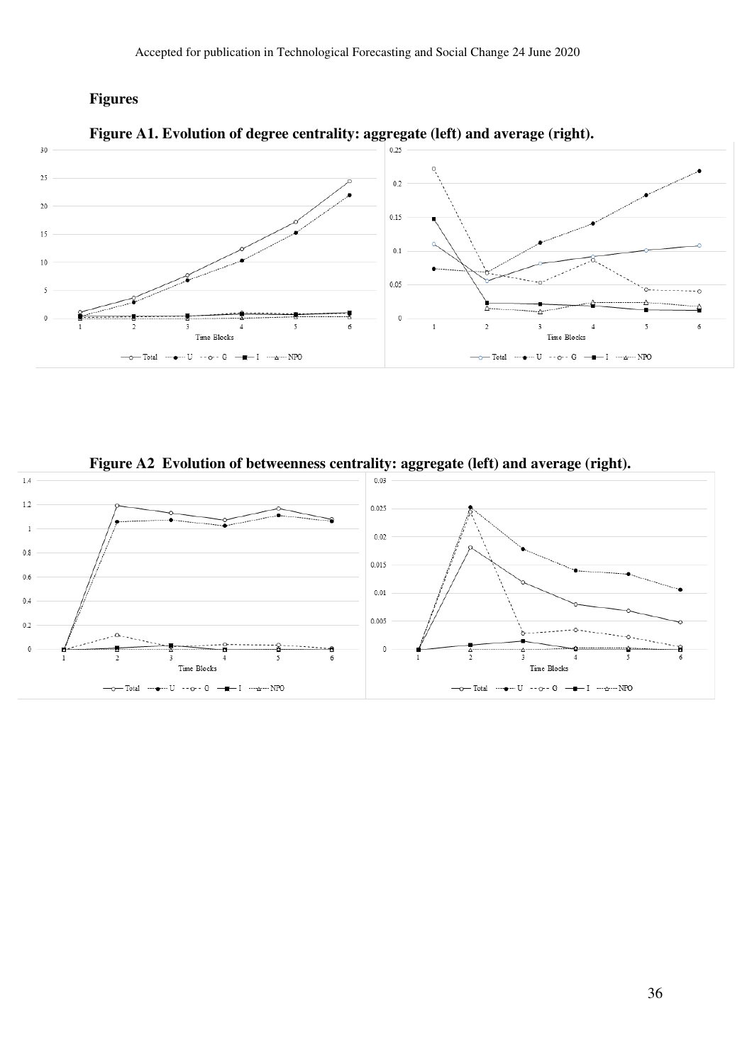**Figures**

**Figure A1. Evolution of degree centrality: aggregate (left) and average (right).**

**Figure A2 Evolution of betweenness centrality: aggregate (left) and average (right).**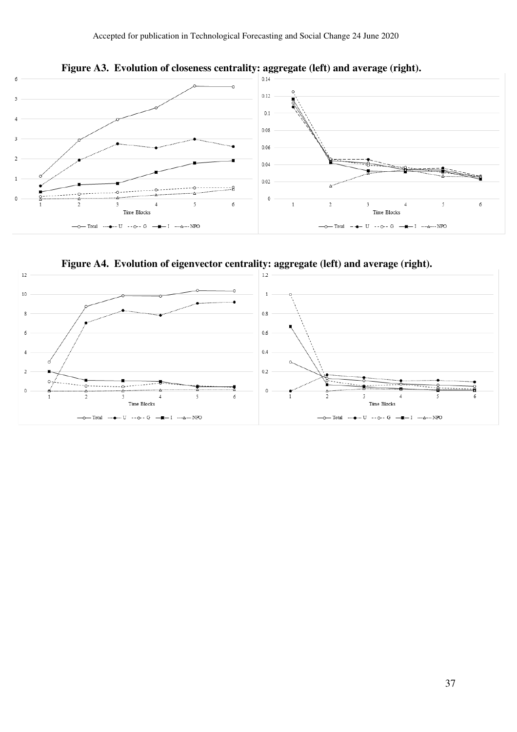**Figure A3. Evolution of closeness centrality: aggregate (left) and average (right).**

6
5
4
3
2
1
0
1 2 3 4 5 6
Time Blocks
Total U G I NPO

0.14
0.12
0.1
0.08
0.06
0.04
0.02
0
1 2 3 4 5 6
Time Blocks
Total U G I NPO

**Figure A4. Evolution of eigenvector centrality: aggregate (left) and average (right).**

12
10
8
6
4
2
0
1 2 3 4 5 6
Time Blocks
Total U G I NPO

1.2
1
0.8
0.6
0.4
0.2
0
1 2 3 4 5 6
Time Blocks
Total U G I NPO